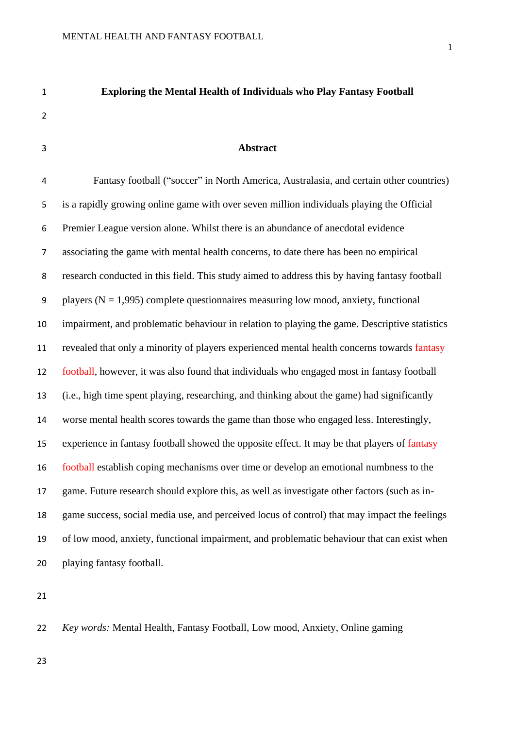# Exploring the Mental Health of Individuals who Play Fantasy Football

## Abstract

Fantasy football ("soccer" in North America, Australasia, and certain other countries) is a rapidly growing online game with over seven million individuals playing the Official Premier League version alone. Whilst there is an abundance of anecdotal evidence associating the game with mental health concerns, to date there has been no empirical research conducted in this field. This study aimed to address this by having fantasy football players (N = 1,995) complete questionnaires measuring low mood, anxiety, functional impairment, and problematic behaviour in relation to playing the game. Descriptive statistics revealed that only a minority of players experienced mental health concerns towards fantasy football, however, it was also found that individuals who engaged most in fantasy football (i.e., high time spent playing, researching, and thinking about the game) had significantly worse mental health scores towards the game than those who engaged less. Interestingly, experience in fantasy football showed the opposite effect. It may be that players of fantasy football establish coping mechanisms over time or develop an emotional numbness to the game. Future research should explore this, as well as investigate other factors (such as in-game success, social media use, and perceived locus of control) that may impact the feelings of low mood, anxiety, functional impairment, and problematic behaviour that can exist when playing fantasy football.

*Key words:* Mental Health, Fantasy Football, Low mood, Anxiety, Online gaming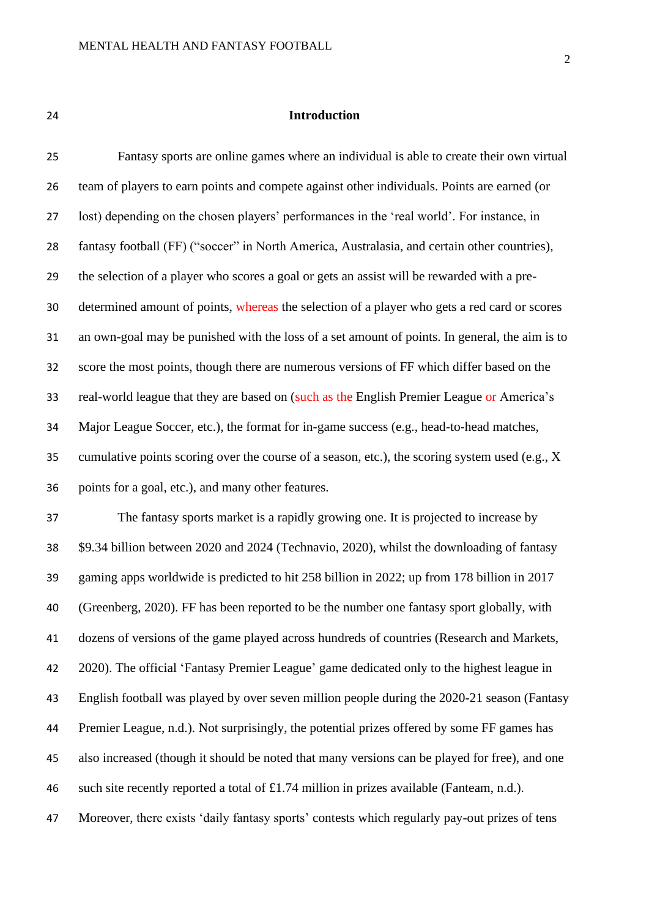# Introduction

Fantasy sports are online games where an individual is able to create their own virtual team of players to earn points and compete against other individuals. Points are earned (or lost) depending on the chosen players' performances in the 'real world'. For instance, in fantasy football (FF) ("soccer" in North America, Australasia, and certain other countries), the selection of a player who scores a goal or gets an assist will be rewarded with a pre-determined amount of points, whereas the selection of a player who gets a red card or scores an own-goal may be punished with the loss of a set amount of points. In general, the aim is to score the most points, though there are numerous versions of FF which differ based on the real-world league that they are based on (such as the English Premier League or America's Major League Soccer, etc.), the format for in-game success (e.g., head-to-head matches, cumulative points scoring over the course of a season, etc.), the scoring system used (e.g., X points for a goal, etc.), and many other features.

The fantasy sports market is a rapidly growing one. It is projected to increase by $9.34 billion between 2020 and 2024 (Technavio, 2020), whilst the downloading of fantasy gaming apps worldwide is predicted to hit 258 billion in 2022; up from 178 billion in 2017 (Greenberg, 2020). FF has been reported to be the number one fantasy sport globally, with dozens of versions of the game played across hundreds of countries (Research and Markets, 2020). The official 'Fantasy Premier League' game dedicated only to the highest league in English football was played by over seven million people during the 2020-21 season (Fantasy Premier League, n.d.). Not surprisingly, the potential prizes offered by some FF games has also increased (though it should be noted that many versions can be played for free), and one such site recently reported a total of £1.74 million in prizes available (Fanteam, n.d.). Moreover, there exists 'daily fantasy sports' contests which regularly pay-out prizes of tens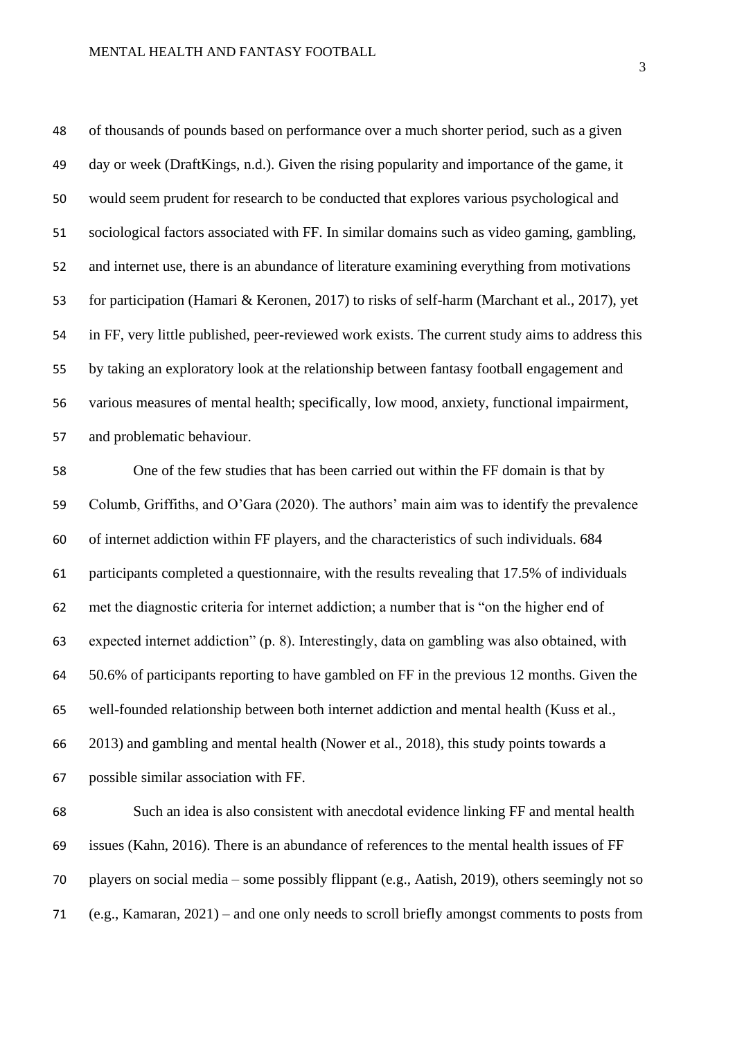of thousands of pounds based on performance over a much shorter period, such as a given day or week (DraftKings, n.d.). Given the rising popularity and importance of the game, it would seem prudent for research to be conducted that explores various psychological and sociological factors associated with FF. In similar domains such as video gaming, gambling, and internet use, there is an abundance of literature examining everything from motivations for participation (Hamari & Keronen, 2017) to risks of self-harm (Marchant et al., 2017), yet in FF, very little published, peer-reviewed work exists. The current study aims to address this by taking an exploratory look at the relationship between fantasy football engagement and various measures of mental health; specifically, low mood, anxiety, functional impairment, and problematic behaviour.

One of the few studies that has been carried out within the FF domain is that by Columb, Griffiths, and O'Gara (2020). The authors' main aim was to identify the prevalence of internet addiction within FF players, and the characteristics of such individuals. 684 participants completed a questionnaire, with the results revealing that 17.5% of individuals met the diagnostic criteria for internet addiction; a number that is "on the higher end of expected internet addiction" (p. 8). Interestingly, data on gambling was also obtained, with 50.6% of participants reporting to have gambled on FF in the previous 12 months. Given the well-founded relationship between both internet addiction and mental health (Kuss et al., 2013) and gambling and mental health (Nower et al., 2018), this study points towards a possible similar association with FF.

Such an idea is also consistent with anecdotal evidence linking FF and mental health issues (Kahn, 2016). There is an abundance of references to the mental health issues of FF players on social media – some possibly flippant (e.g., Aatish, 2019), others seemingly not so (e.g., Kamaran, 2021) – and one only needs to scroll briefly amongst comments to posts from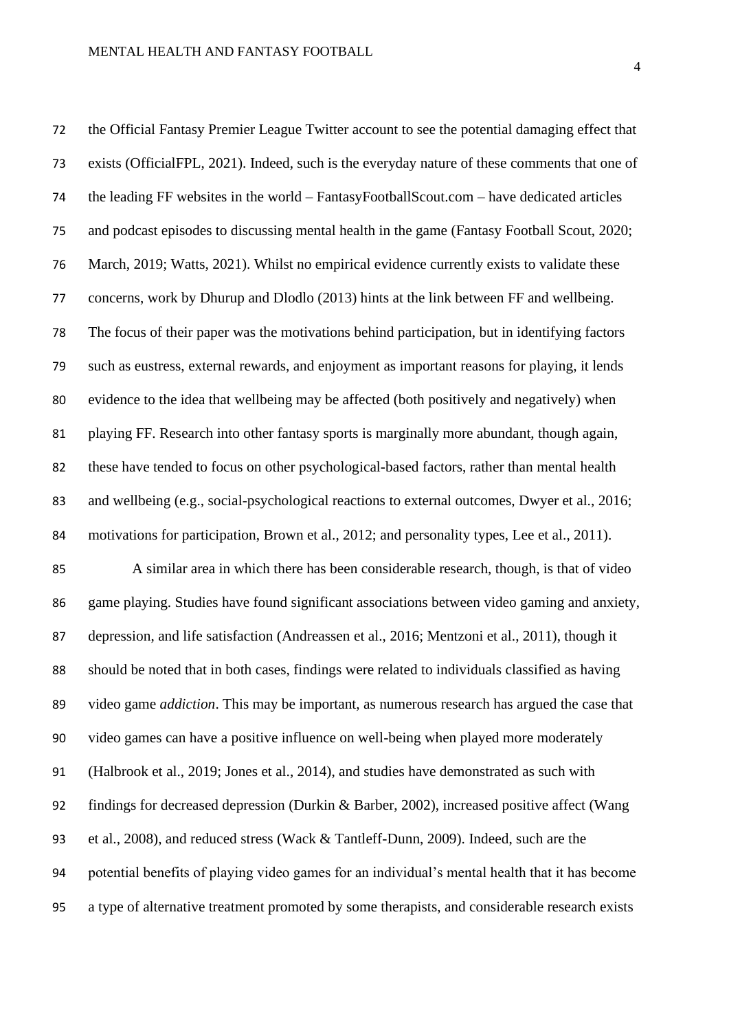the Official Fantasy Premier League Twitter account to see the potential damaging effect that exists (OfficialFPL, 2021). Indeed, such is the everyday nature of these comments that one of the leading FF websites in the world – FantasyFootballScout.com – have dedicated articles and podcast episodes to discussing mental health in the game (Fantasy Football Scout, 2020; March, 2019; Watts, 2021). Whilst no empirical evidence currently exists to validate these concerns, work by Dhurup and Dlodlo (2013) hints at the link between FF and wellbeing. The focus of their paper was the motivations behind participation, but in identifying factors such as eustress, external rewards, and enjoyment as important reasons for playing, it lends evidence to the idea that wellbeing may be affected (both positively and negatively) when playing FF. Research into other fantasy sports is marginally more abundant, though again, these have tended to focus on other psychological-based factors, rather than mental health and wellbeing (e.g., social-psychological reactions to external outcomes, Dwyer et al., 2016; motivations for participation, Brown et al., 2012; and personality types, Lee et al., 2011).

A similar area in which there has been considerable research, though, is that of video game playing. Studies have found significant associations between video gaming and anxiety, depression, and life satisfaction (Andreassen et al., 2016; Mentzoni et al., 2011), though it should be noted that in both cases, findings were related to individuals classified as having video game *addiction*. This may be important, as numerous research has argued the case that video games can have a positive influence on well-being when played more moderately (Halbrook et al., 2019; Jones et al., 2014), and studies have demonstrated as such with findings for decreased depression (Durkin & Barber, 2002), increased positive affect (Wang et al., 2008), and reduced stress (Wack & Tantleff-Dunn, 2009). Indeed, such are the potential benefits of playing video games for an individual's mental health that it has become a type of alternative treatment promoted by some therapists, and considerable research exists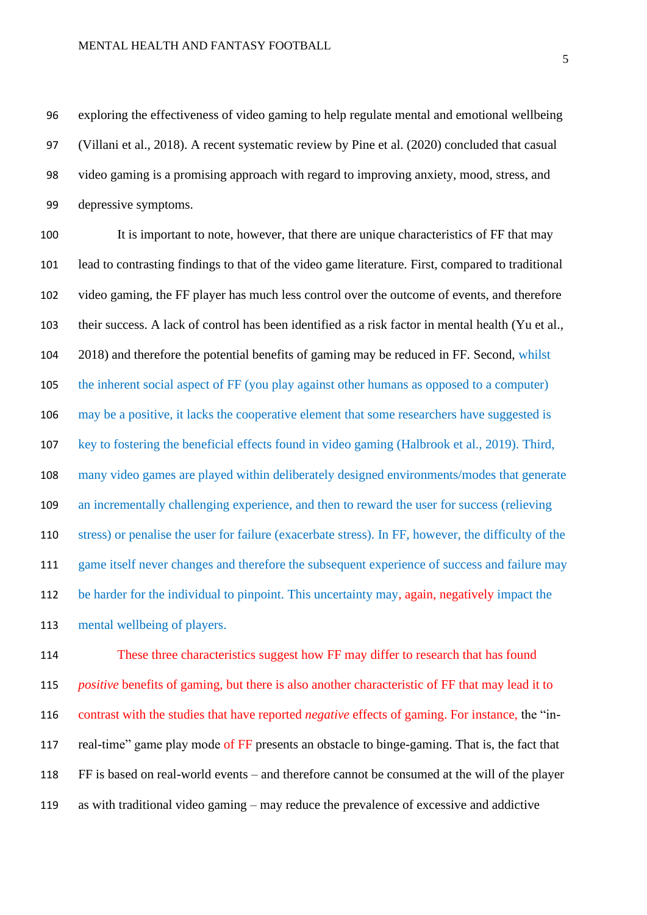exploring the effectiveness of video gaming to help regulate mental and emotional wellbeing (Villani et al., 2018). A recent systematic review by Pine et al. (2020) concluded that casual video gaming is a promising approach with regard to improving anxiety, mood, stress, and depressive symptoms.

It is important to note, however, that there are unique characteristics of FF that may lead to contrasting findings to that of the video game literature. First, compared to traditional video gaming, the FF player has much less control over the outcome of events, and therefore their success. A lack of control has been identified as a risk factor in mental health (Yu et al., 2018) and therefore the potential benefits of gaming may be reduced in FF. Second, whilst the inherent social aspect of FF (you play against other humans as opposed to a computer) may be a positive, it lacks the cooperative element that some researchers have suggested is key to fostering the beneficial effects found in video gaming (Halbrook et al., 2019). Third, many video games are played within deliberately designed environments/modes that generate an incrementally challenging experience, and then to reward the user for success (relieving stress) or penalise the user for failure (exacerbate stress). In FF, however, the difficulty of the game itself never changes and therefore the subsequent experience of success and failure may be harder for the individual to pinpoint. This uncertainty may, again, negatively impact the mental wellbeing of players.

These three characteristics suggest how FF may differ to research that has found *positive* benefits of gaming, but there is also another characteristic of FF that may lead it to contrast with the studies that have reported *negative* effects of gaming. For instance, the "in-real-time" game play mode of FF presents an obstacle to binge-gaming. That is, the fact that FF is based on real-world events – and therefore cannot be consumed at the will of the player as with traditional video gaming – may reduce the prevalence of excessive and addictive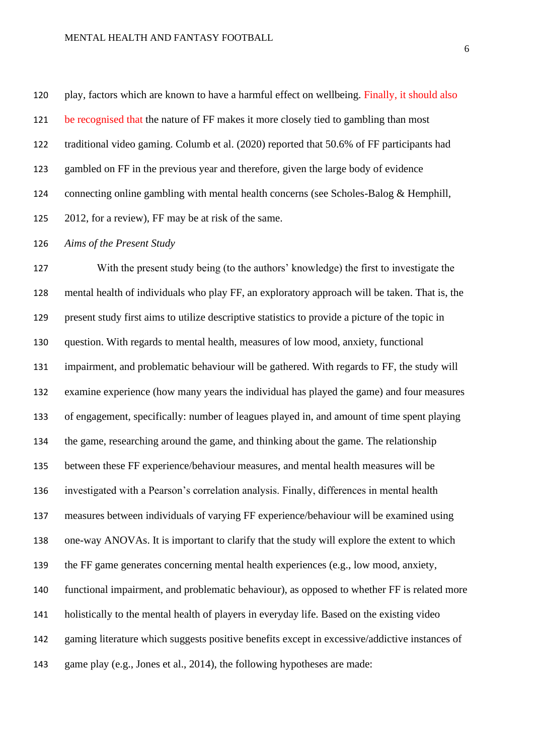play, factors which are known to have a harmful effect on wellbeing. Finally, it should also be recognised that the nature of FF makes it more closely tied to gambling than most traditional video gaming. Columb et al. (2020) reported that 50.6% of FF participants had gambled on FF in the previous year and therefore, given the large body of evidence connecting online gambling with mental health concerns (see Scholes-Balog & Hemphill, 2012, for a review), FF may be at risk of the same.

### *Aims of the Present Study*

With the present study being (to the authors' knowledge) the first to investigate the mental health of individuals who play FF, an exploratory approach will be taken. That is, the present study first aims to utilize descriptive statistics to provide a picture of the topic in question. With regards to mental health, measures of low mood, anxiety, functional impairment, and problematic behaviour will be gathered. With regards to FF, the study will examine experience (how many years the individual has played the game) and four measures of engagement, specifically: number of leagues played in, and amount of time spent playing the game, researching around the game, and thinking about the game. The relationship between these FF experience/behaviour measures, and mental health measures will be investigated with a Pearson's correlation analysis. Finally, differences in mental health measures between individuals of varying FF experience/behaviour will be examined using one-way ANOVAs. It is important to clarify that the study will explore the extent to which the FF game generates concerning mental health experiences (e.g., low mood, anxiety, functional impairment, and problematic behaviour), as opposed to whether FF is related more holistically to the mental health of players in everyday life. Based on the existing video gaming literature which suggests positive benefits except in excessive/addictive instances of game play (e.g., Jones et al., 2014), the following hypotheses are made: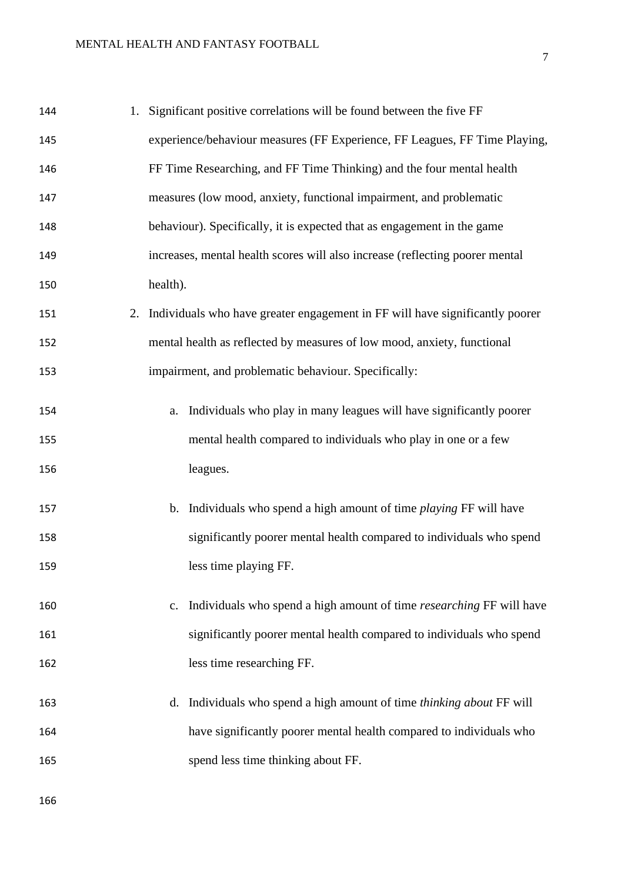1. Significant positive correlations will be found between the five FF experience/behaviour measures (FF Experience, FF Leagues, FF Time Playing, FF Time Researching, and FF Time Thinking) and the four mental health measures (low mood, anxiety, functional impairment, and problematic behaviour). Specifically, it is expected that as engagement in the game increases, mental health scores will also increase (reflecting poorer mental health).
2. Individuals who have greater engagement in FF will have significantly poorer mental health as reflected by measures of low mood, anxiety, functional impairment, and problematic behaviour. Specifically:
    a. Individuals who play in many leagues will have significantly poorer mental health compared to individuals who play in one or a few leagues.
    b. Individuals who spend a high amount of time *playing* FF will have significantly poorer mental health compared to individuals who spend less time playing FF.
    c. Individuals who spend a high amount of time *researching* FF will have significantly poorer mental health compared to individuals who spend less time researching FF.
    d. Individuals who spend a high amount of time *thinking about* FF will have significantly poorer mental health compared to individuals who spend less time thinking about FF.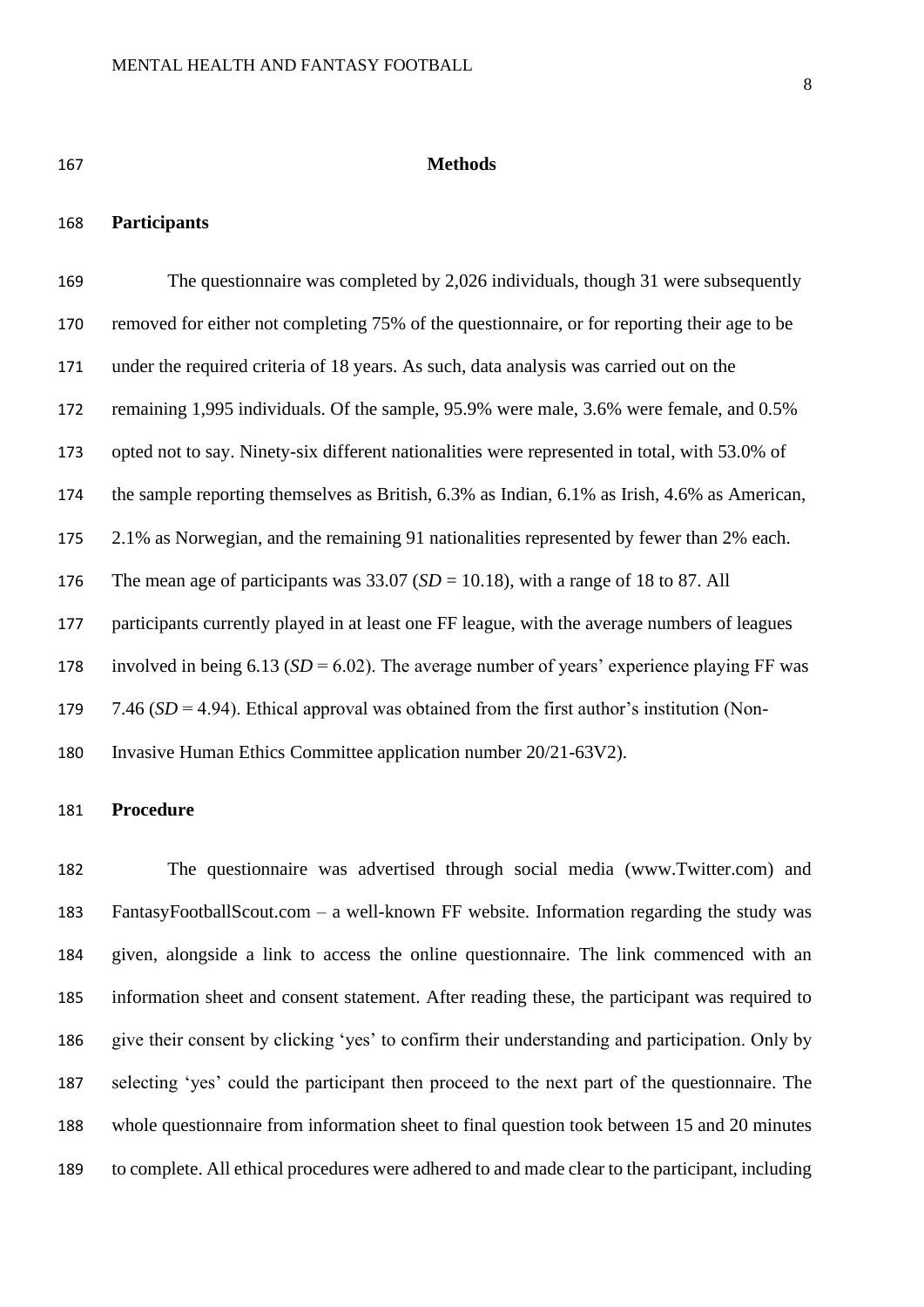## Methods

### Participants

The questionnaire was completed by 2,026 individuals, though 31 were subsequently removed for either not completing 75% of the questionnaire, or for reporting their age to be under the required criteria of 18 years. As such, data analysis was carried out on the remaining 1,995 individuals. Of the sample, 95.9% were male, 3.6% were female, and 0.5% opted not to say. Ninety-six different nationalities were represented in total, with 53.0% of the sample reporting themselves as British, 6.3% as Indian, 6.1% as Irish, 4.6% as American, 2.1% as Norwegian, and the remaining 91 nationalities represented by fewer than 2% each. The mean age of participants was 33.07 (*SD* = 10.18), with a range of 18 to 87. All participants currently played in at least one FF league, with the average numbers of leagues involved in being 6.13 (*SD* = 6.02). The average number of years' experience playing FF was 7.46 (*SD* = 4.94). Ethical approval was obtained from the first author's institution (Non-Invasive Human Ethics Committee application number 20/21-63V2).

### Procedure

The questionnaire was advertised through social media (www.Twitter.com) and FantasyFootballScout.com – a well-known FF website. Information regarding the study was given, alongside a link to access the online questionnaire. The link commenced with an information sheet and consent statement. After reading these, the participant was required to give their consent by clicking 'yes' to confirm their understanding and participation. Only by selecting 'yes' could the participant then proceed to the next part of the questionnaire. The whole questionnaire from information sheet to final question took between 15 and 20 minutes to complete. All ethical procedures were adhered to and made clear to the participant, including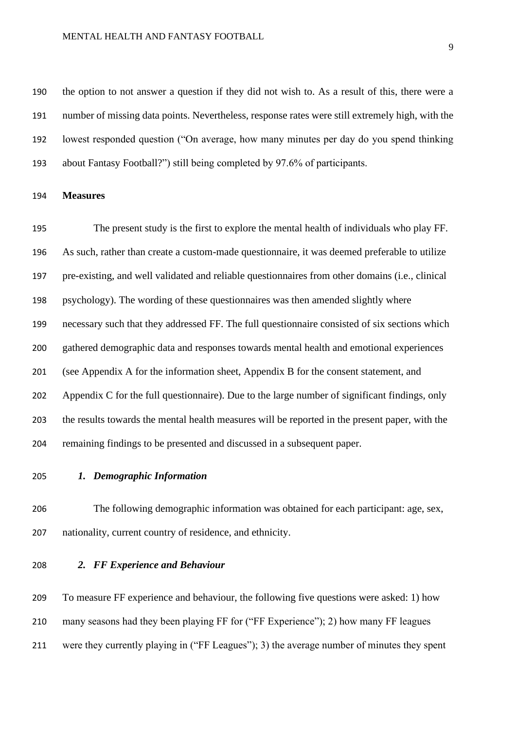the option to not answer a question if they did not wish to. As a result of this, there were a number of missing data points. Nevertheless, response rates were still extremely high, with the lowest responded question ("On average, how many minutes per day do you spend thinking about Fantasy Football?") still being completed by 97.6% of participants.

**Measures**

The present study is the first to explore the mental health of individuals who play FF. As such, rather than create a custom-made questionnaire, it was deemed preferable to utilize pre-existing, and well validated and reliable questionnaires from other domains (i.e., clinical psychology). The wording of these questionnaires was then amended slightly where necessary such that they addressed FF. The full questionnaire consisted of six sections which gathered demographic data and responses towards mental health and emotional experiences (see Appendix A for the information sheet, Appendix B for the consent statement, and Appendix C for the full questionnaire). Due to the large number of significant findings, only the results towards the mental health measures will be reported in the present paper, with the remaining findings to be presented and discussed in a subsequent paper.

***1. Demographic Information***

The following demographic information was obtained for each participant: age, sex, nationality, current country of residence, and ethnicity.

***2. FF Experience and Behaviour***

To measure FF experience and behaviour, the following five questions were asked: 1) how many seasons had they been playing FF for ("FF Experience"); 2) how many FF leagues were they currently playing in ("FF Leagues"); 3) the average number of minutes they spent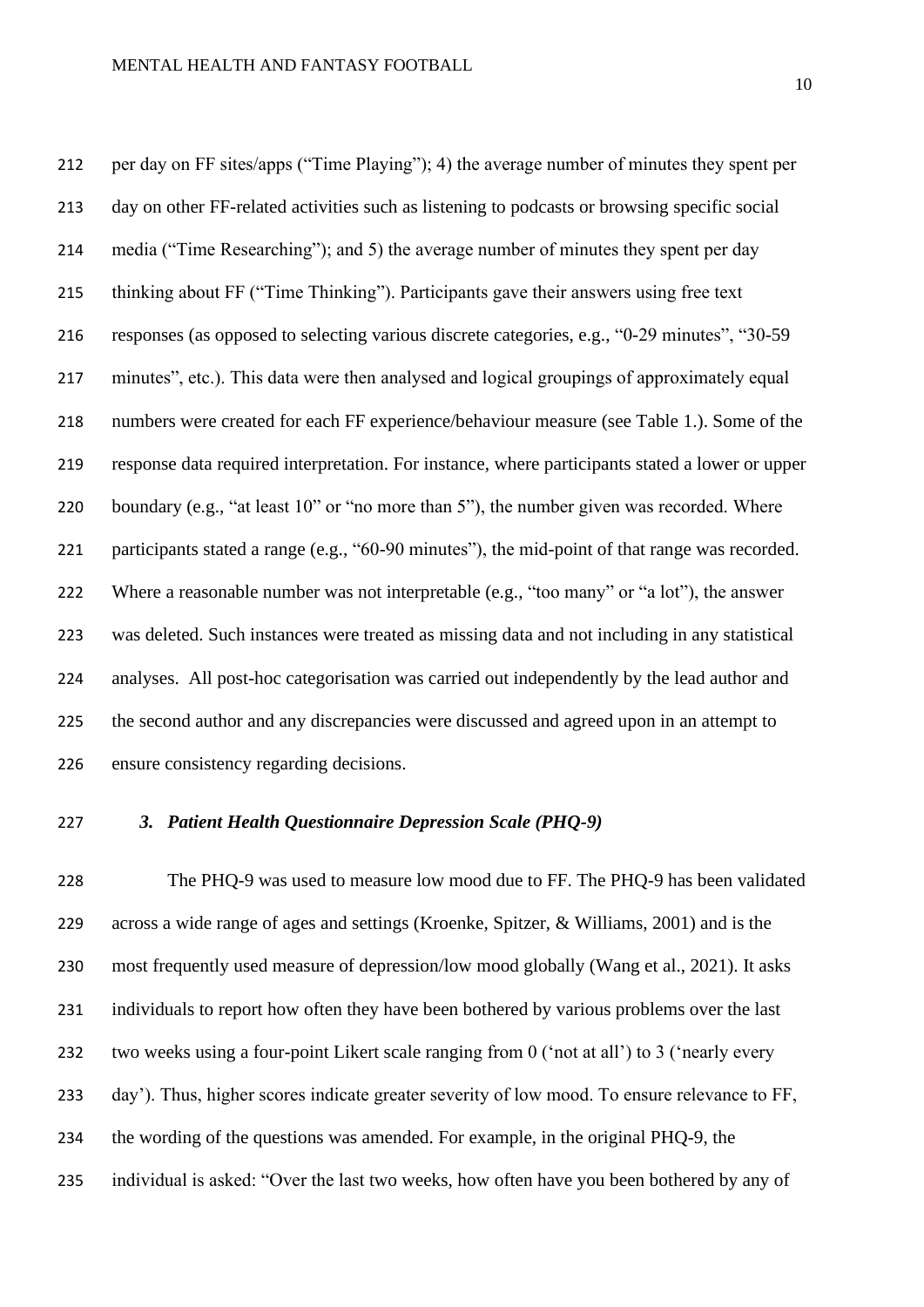per day on FF sites/apps ("Time Playing"); 4) the average number of minutes they spent per day on other FF-related activities such as listening to podcasts or browsing specific social media ("Time Researching"); and 5) the average number of minutes they spent per day thinking about FF ("Time Thinking"). Participants gave their answers using free text responses (as opposed to selecting various discrete categories, e.g., "0-29 minutes", "30-59 minutes", etc.). This data were then analysed and logical groupings of approximately equal numbers were created for each FF experience/behaviour measure (see Table 1.). Some of the response data required interpretation. For instance, where participants stated a lower or upper boundary (e.g., "at least 10" or "no more than 5"), the number given was recorded. Where participants stated a range (e.g., "60-90 minutes"), the mid-point of that range was recorded. Where a reasonable number was not interpretable (e.g., "too many" or "a lot"), the answer was deleted. Such instances were treated as missing data and not including in any statistical analyses. All post-hoc categorisation was carried out independently by the lead author and the second author and any discrepancies were discussed and agreed upon in an attempt to ensure consistency regarding decisions.

### *3. Patient Health Questionnaire Depression Scale (PHQ-9)*

The PHQ-9 was used to measure low mood due to FF. The PHQ-9 has been validated across a wide range of ages and settings (Kroenke, Spitzer, & Williams, 2001) and is the most frequently used measure of depression/low mood globally (Wang et al., 2021). It asks individuals to report how often they have been bothered by various problems over the last two weeks using a four-point Likert scale ranging from 0 ('not at all') to 3 ('nearly every day'). Thus, higher scores indicate greater severity of low mood. To ensure relevance to FF, the wording of the questions was amended. For example, in the original PHQ-9, the individual is asked: "Over the last two weeks, how often have you been bothered by any of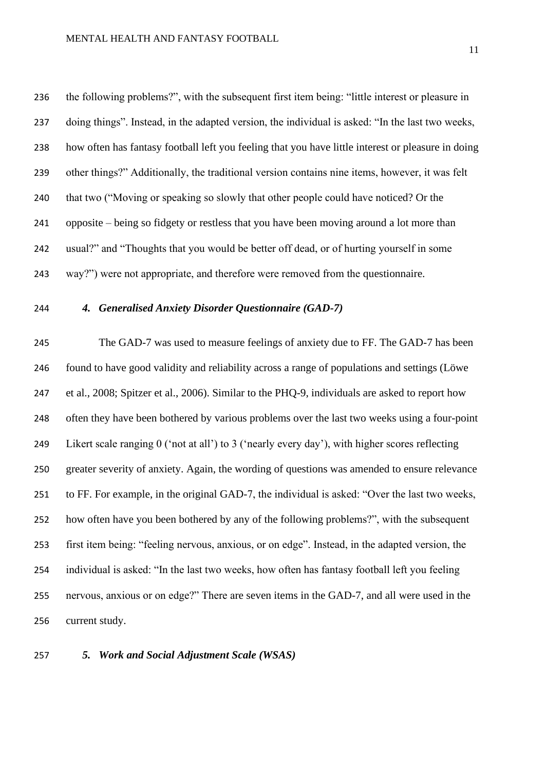the following problems?", with the subsequent first item being: "little interest or pleasure in doing things". Instead, in the adapted version, the individual is asked: "In the last two weeks, how often has fantasy football left you feeling that you have little interest or pleasure in doing other things?" Additionally, the traditional version contains nine items, however, it was felt that two ("Moving or speaking so slowly that other people could have noticed? Or the opposite – being so fidgety or restless that you have been moving around a lot more than usual?" and "Thoughts that you would be better off dead, or of hurting yourself in some way?") were not appropriate, and therefore were removed from the questionnaire.

### *4. Generalised Anxiety Disorder Questionnaire (GAD-7)*

The GAD-7 was used to measure feelings of anxiety due to FF. The GAD-7 has been found to have good validity and reliability across a range of populations and settings (Löwe et al., 2008; Spitzer et al., 2006). Similar to the PHQ-9, individuals are asked to report how often they have been bothered by various problems over the last two weeks using a four-point Likert scale ranging 0 ('not at all') to 3 ('nearly every day'), with higher scores reflecting greater severity of anxiety. Again, the wording of questions was amended to ensure relevance to FF. For example, in the original GAD-7, the individual is asked: "Over the last two weeks, how often have you been bothered by any of the following problems?", with the subsequent first item being: "feeling nervous, anxious, or on edge". Instead, in the adapted version, the individual is asked: "In the last two weeks, how often has fantasy football left you feeling nervous, anxious or on edge?" There are seven items in the GAD-7, and all were used in the current study.

### *5. Work and Social Adjustment Scale (WSAS)*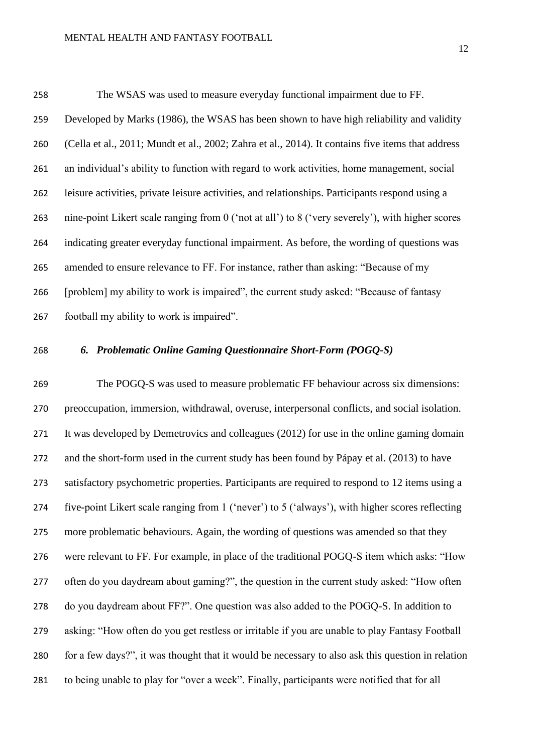The WSAS was used to measure everyday functional impairment due to FF. Developed by Marks (1986), the WSAS has been shown to have high reliability and validity (Cella et al., 2011; Mundt et al., 2002; Zahra et al., 2014). It contains five items that address an individual's ability to function with regard to work activities, home management, social leisure activities, private leisure activities, and relationships. Participants respond using a nine-point Likert scale ranging from 0 ('not at all') to 8 ('very severely'), with higher scores indicating greater everyday functional impairment. As before, the wording of questions was amended to ensure relevance to FF. For instance, rather than asking: "Because of my [problem] my ability to work is impaired", the current study asked: "Because of fantasy football my ability to work is impaired".

### *6. Problematic Online Gaming Questionnaire Short-Form (POGQ-S)*

The POGQ-S was used to measure problematic FF behaviour across six dimensions: preoccupation, immersion, withdrawal, overuse, interpersonal conflicts, and social isolation. It was developed by Demetrovics and colleagues (2012) for use in the online gaming domain and the short-form used in the current study has been found by Pápay et al. (2013) to have satisfactory psychometric properties. Participants are required to respond to 12 items using a five-point Likert scale ranging from 1 ('never') to 5 ('always'), with higher scores reflecting more problematic behaviours. Again, the wording of questions was amended so that they were relevant to FF. For example, in place of the traditional POGQ-S item which asks: "How often do you daydream about gaming?", the question in the current study asked: "How often do you daydream about FF?". One question was also added to the POGQ-S. In addition to asking: "How often do you get restless or irritable if you are unable to play Fantasy Football for a few days?", it was thought that it would be necessary to also ask this question in relation to being unable to play for "over a week". Finally, participants were notified that for all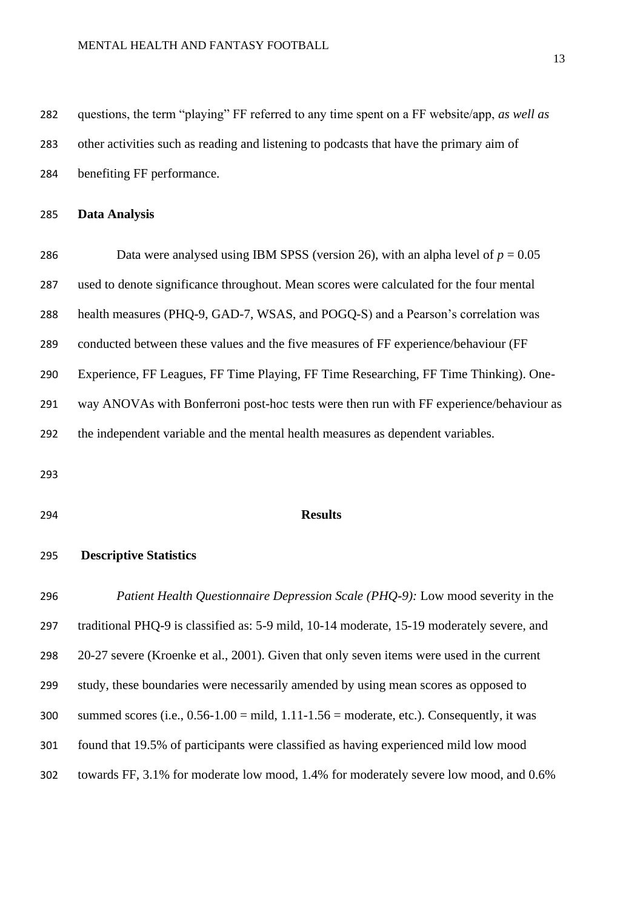questions, the term "playing" FF referred to any time spent on a FF website/app, *as well as* other activities such as reading and listening to podcasts that have the primary aim of benefiting FF performance.

**Data Analysis**

Data were analysed using IBM SPSS (version 26), with an alpha level of $p = 0.05$ used to denote significance throughout. Mean scores were calculated for the four mental health measures (PHQ-9, GAD-7, WSAS, and POGQ-S) and a Pearson's correlation was conducted between these values and the five measures of FF experience/behaviour (FF Experience, FF Leagues, FF Time Playing, FF Time Researching, FF Time Thinking). One-way ANOVAs with Bonferroni post-hoc tests were then run with FF experience/behaviour as the independent variable and the mental health measures as dependent variables.

## Results

**Descriptive Statistics**

*Patient Health Questionnaire Depression Scale (PHQ-9):* Low mood severity in the traditional PHQ-9 is classified as: 5-9 mild, 10-14 moderate, 15-19 moderately severe, and 20-27 severe (Kroenke et al., 2001). Given that only seven items were used in the current study, these boundaries were necessarily amended by using mean scores as opposed to summed scores (i.e., 0.56-1.00 = mild, 1.11-1.56 = moderate, etc.). Consequently, it was found that 19.5% of participants were classified as having experienced mild low mood towards FF, 3.1% for moderate low mood, 1.4% for moderately severe low mood, and 0.6%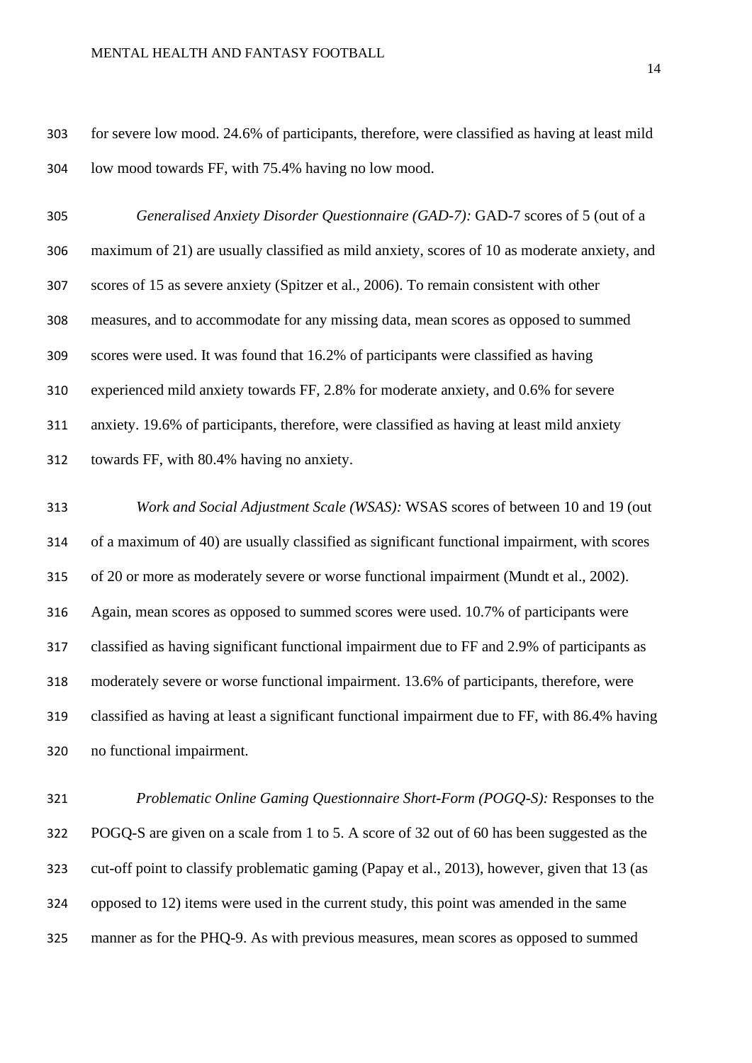for severe low mood. 24.6% of participants, therefore, were classified as having at least mild low mood towards FF, with 75.4% having no low mood.

*Generalised Anxiety Disorder Questionnaire (GAD-7):* GAD-7 scores of 5 (out of a maximum of 21) are usually classified as mild anxiety, scores of 10 as moderate anxiety, and scores of 15 as severe anxiety (Spitzer et al., 2006). To remain consistent with other measures, and to accommodate for any missing data, mean scores as opposed to summed scores were used. It was found that 16.2% of participants were classified as having experienced mild anxiety towards FF, 2.8% for moderate anxiety, and 0.6% for severe anxiety. 19.6% of participants, therefore, were classified as having at least mild anxiety towards FF, with 80.4% having no anxiety.

*Work and Social Adjustment Scale (WSAS):* WSAS scores of between 10 and 19 (out of a maximum of 40) are usually classified as significant functional impairment, with scores of 20 or more as moderately severe or worse functional impairment (Mundt et al., 2002). Again, mean scores as opposed to summed scores were used. 10.7% of participants were classified as having significant functional impairment due to FF and 2.9% of participants as moderately severe or worse functional impairment. 13.6% of participants, therefore, were classified as having at least a significant functional impairment due to FF, with 86.4% having no functional impairment.

*Problematic Online Gaming Questionnaire Short-Form (POGQ-S):* Responses to the POGQ-S are given on a scale from 1 to 5. A score of 32 out of 60 has been suggested as the cut-off point to classify problematic gaming (Papay et al., 2013), however, given that 13 (as opposed to 12) items were used in the current study, this point was amended in the same manner as for the PHQ-9. As with previous measures, mean scores as opposed to summed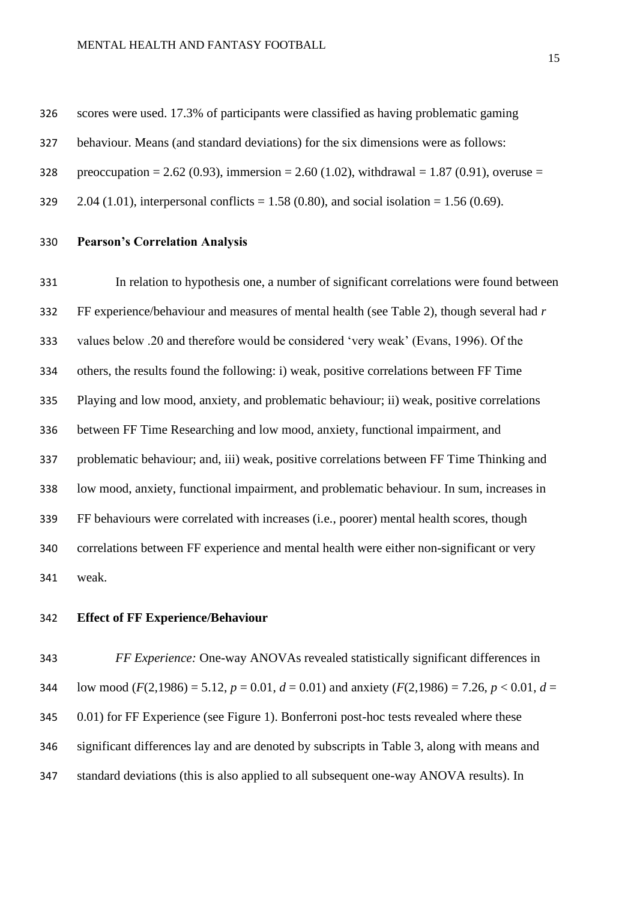scores were used. 17.3% of participants were classified as having problematic gaming behaviour. Means (and standard deviations) for the six dimensions were as follows: preoccupation = 2.62 (0.93), immersion = 2.60 (1.02), withdrawal = 1.87 (0.91), overuse = 2.04 (1.01), interpersonal conflicts = 1.58 (0.80), and social isolation = 1.56 (0.69).

**Pearson's Correlation Analysis**

In relation to hypothesis one, a number of significant correlations were found between FF experience/behaviour and measures of mental health (see Table 2), though several had $r$ values below .20 and therefore would be considered 'very weak' (Evans, 1996). Of the others, the results found the following: i) weak, positive correlations between FF Time Playing and low mood, anxiety, and problematic behaviour; ii) weak, positive correlations between FF Time Researching and low mood, anxiety, functional impairment, and problematic behaviour; and, iii) weak, positive correlations between FF Time Thinking and low mood, anxiety, functional impairment, and problematic behaviour. In sum, increases in FF behaviours were correlated with increases (i.e., poorer) mental health scores, though correlations between FF experience and mental health were either non-significant or very weak.

**Effect of FF Experience/Behaviour**

*FF Experience:* One-way ANOVAs revealed statistically significant differences in low mood ($F(2,1986) = 5.12$, $p = 0.01$, $d = 0.01$) and anxiety ($F(2,1986) = 7.26$, $p < 0.01$, $d = 0.01$) for FF Experience (see Figure 1). Bonferroni post-hoc tests revealed where these significant differences lay and are denoted by subscripts in Table 3, along with means and standard deviations (this is also applied to all subsequent one-way ANOVA results). In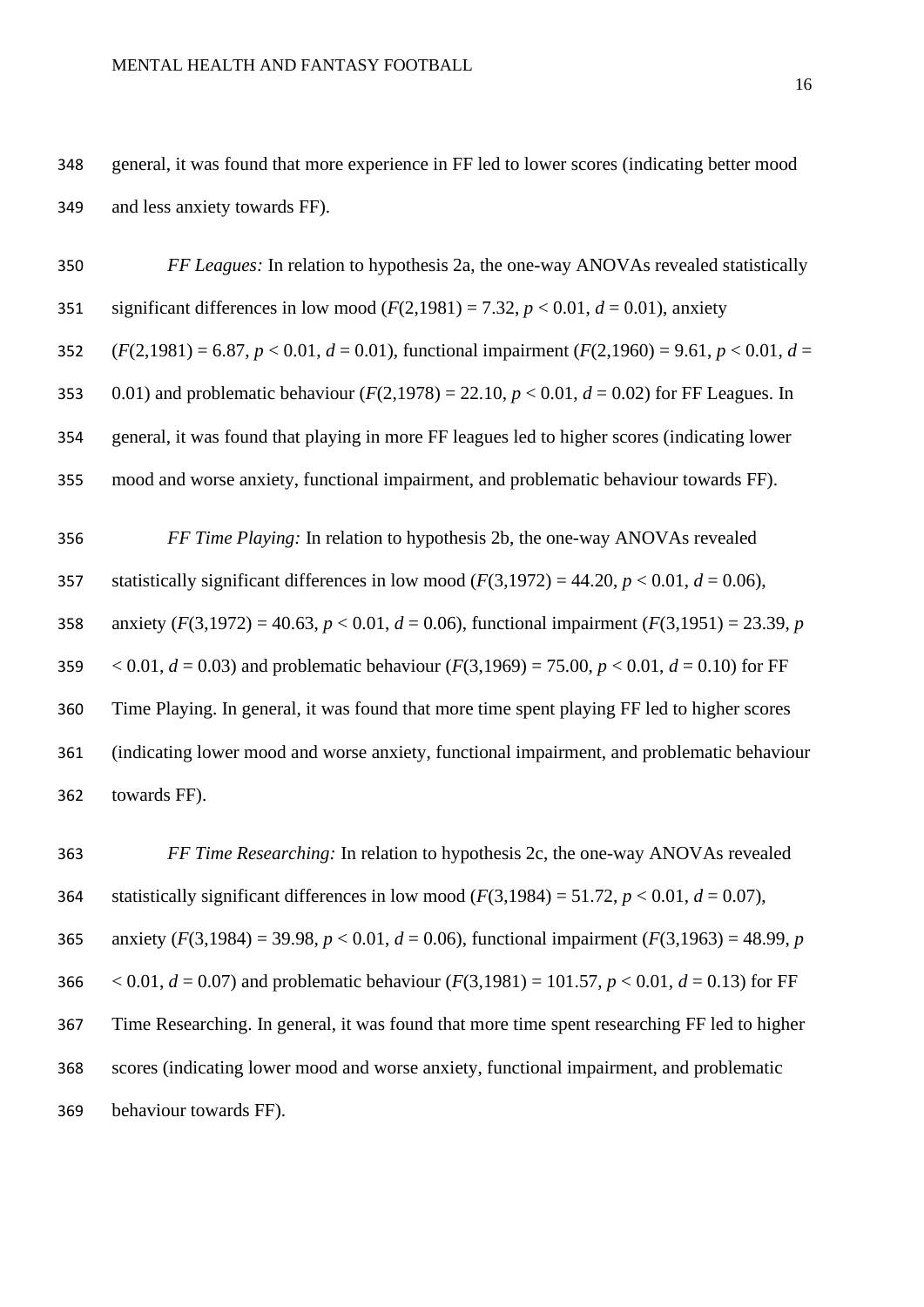general, it was found that more experience in FF led to lower scores (indicating better mood and less anxiety towards FF).

*FF Leagues:* In relation to hypothesis 2a, the one-way ANOVAs revealed statistically significant differences in low mood ($F(2,1981) = 7.32$, $p < 0.01$, $d = 0.01$), anxiety ($F(2,1981) = 6.87$, $p < 0.01$, $d = 0.01$), functional impairment ($F(2,1960) = 9.61$, $p < 0.01$, $d = 0.01$) and problematic behaviour ($F(2,1978) = 22.10$, $p < 0.01$, $d = 0.02$) for FF Leagues. In general, it was found that playing in more FF leagues led to higher scores (indicating lower mood and worse anxiety, functional impairment, and problematic behaviour towards FF).

*FF Time Playing:* In relation to hypothesis 2b, the one-way ANOVAs revealed statistically significant differences in low mood ($F(3,1972) = 44.20$, $p < 0.01$, $d = 0.06$), anxiety ($F(3,1972) = 40.63$, $p < 0.01$, $d = 0.06$), functional impairment ($F(3,1951) = 23.39$, $p < 0.01$, $d = 0.03$) and problematic behaviour ($F(3,1969) = 75.00$, $p < 0.01$, $d = 0.10$) for FF Time Playing. In general, it was found that more time spent playing FF led to higher scores (indicating lower mood and worse anxiety, functional impairment, and problematic behaviour towards FF).

*FF Time Researching:* In relation to hypothesis 2c, the one-way ANOVAs revealed statistically significant differences in low mood ($F(3,1984) = 51.72$, $p < 0.01$, $d = 0.07$), anxiety ($F(3,1984) = 39.98$, $p < 0.01$, $d = 0.06$), functional impairment ($F(3,1963) = 48.99$, $p < 0.01$, $d = 0.07$) and problematic behaviour ($F(3,1981) = 101.57$, $p < 0.01$, $d = 0.13$) for FF Time Researching. In general, it was found that more time spent researching FF led to higher scores (indicating lower mood and worse anxiety, functional impairment, and problematic behaviour towards FF).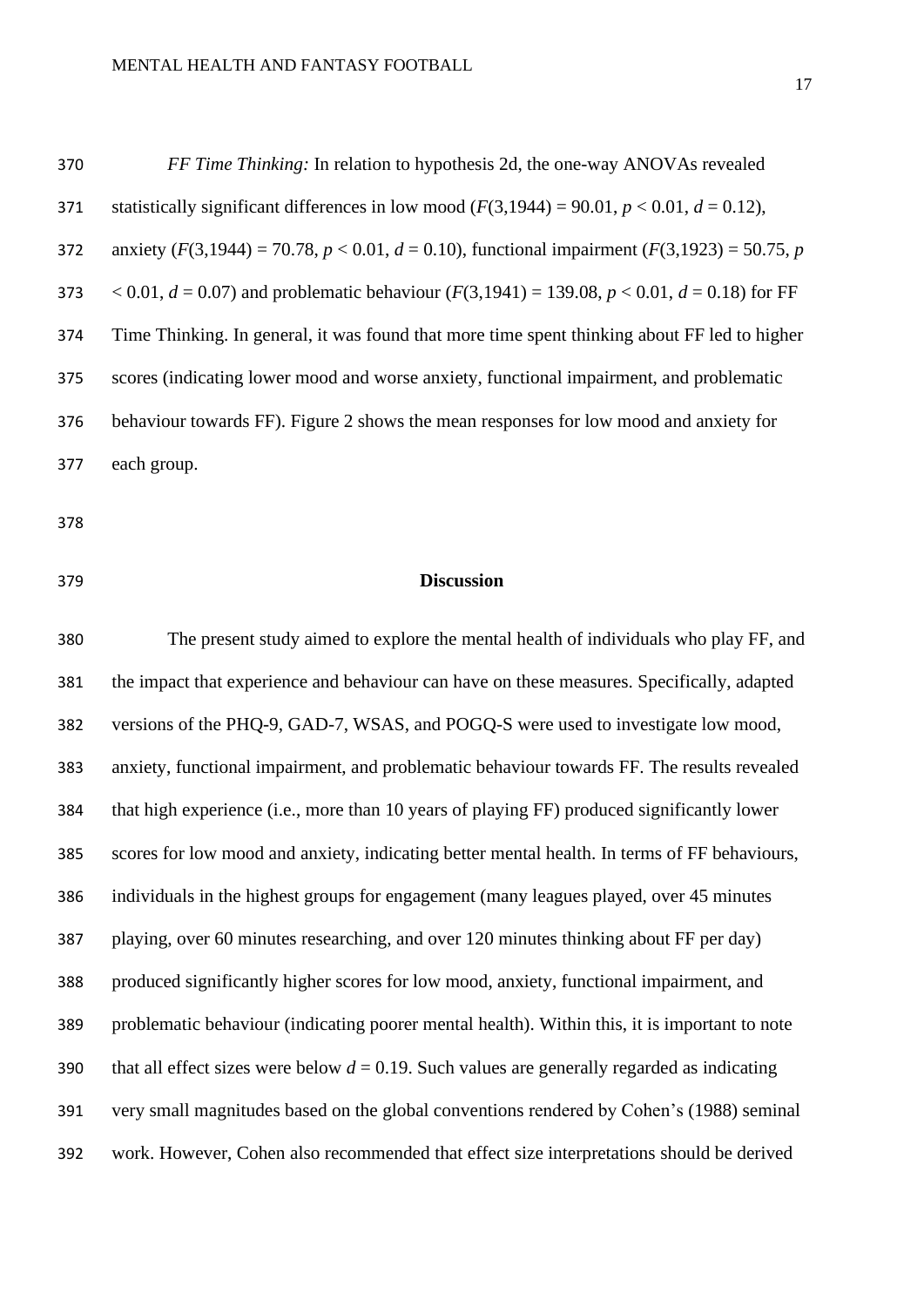*FF Time Thinking:* In relation to hypothesis 2d, the one-way ANOVAs revealed statistically significant differences in low mood ($F(3,1944) = 90.01$, $p < 0.01$, $d = 0.12$), anxiety ($F(3,1944) = 70.78$, $p < 0.01$, $d = 0.10$), functional impairment ($F(3,1923) = 50.75$, $p < 0.01$, $d = 0.07$) and problematic behaviour ($F(3,1941) = 139.08$, $p < 0.01$, $d = 0.18$) for FF Time Thinking. In general, it was found that more time spent thinking about FF led to higher scores (indicating lower mood and worse anxiety, functional impairment, and problematic behaviour towards FF). Figure 2 shows the mean responses for low mood and anxiety for each group.

## Discussion

The present study aimed to explore the mental health of individuals who play FF, and the impact that experience and behaviour can have on these measures. Specifically, adapted versions of the PHQ-9, GAD-7, WSAS, and POGQ-S were used to investigate low mood, anxiety, functional impairment, and problematic behaviour towards FF. The results revealed that high experience (i.e., more than 10 years of playing FF) produced significantly lower scores for low mood and anxiety, indicating better mental health. In terms of FF behaviours, individuals in the highest groups for engagement (many leagues played, over 45 minutes playing, over 60 minutes researching, and over 120 minutes thinking about FF per day) produced significantly higher scores for low mood, anxiety, functional impairment, and problematic behaviour (indicating poorer mental health). Within this, it is important to note that all effect sizes were below $d = 0.19$. Such values are generally regarded as indicating very small magnitudes based on the global conventions rendered by Cohen's (1988) seminal work. However, Cohen also recommended that effect size interpretations should be derived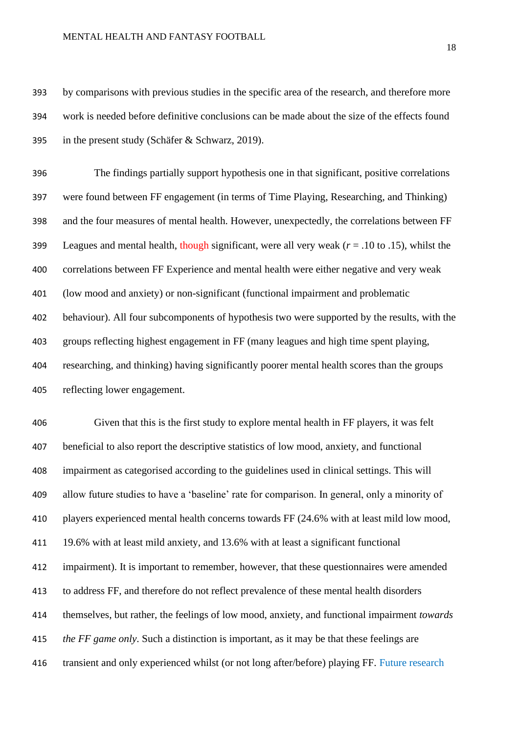by comparisons with previous studies in the specific area of the research, and therefore more work is needed before definitive conclusions can be made about the size of the effects found in the present study (Schäfer & Schwarz, 2019).

The findings partially support hypothesis one in that significant, positive correlations were found between FF engagement (in terms of Time Playing, Researching, and Thinking) and the four measures of mental health. However, unexpectedly, the correlations between FF Leagues and mental health, though significant, were all very weak ($r$ = .10 to .15), whilst the correlations between FF Experience and mental health were either negative and very weak (low mood and anxiety) or non-significant (functional impairment and problematic behaviour). All four subcomponents of hypothesis two were supported by the results, with the groups reflecting highest engagement in FF (many leagues and high time spent playing, researching, and thinking) having significantly poorer mental health scores than the groups reflecting lower engagement.

Given that this is the first study to explore mental health in FF players, it was felt beneficial to also report the descriptive statistics of low mood, anxiety, and functional impairment as categorised according to the guidelines used in clinical settings. This will allow future studies to have a 'baseline' rate for comparison. In general, only a minority of players experienced mental health concerns towards FF (24.6% with at least mild low mood, 19.6% with at least mild anxiety, and 13.6% with at least a significant functional impairment). It is important to remember, however, that these questionnaires were amended to address FF, and therefore do not reflect prevalence of these mental health disorders themselves, but rather, the feelings of low mood, anxiety, and functional impairment *towards the FF game only*. Such a distinction is important, as it may be that these feelings are transient and only experienced whilst (or not long after/before) playing FF. Future research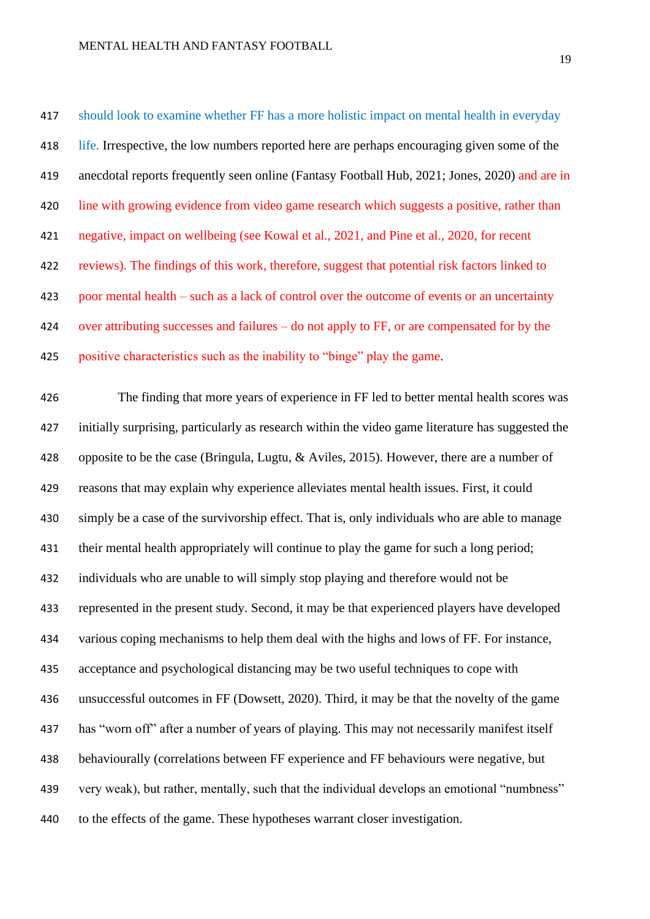should look to examine whether FF has a more holistic impact on mental health in everyday life. Irrespective, the low numbers reported here are perhaps encouraging given some of the anecdotal reports frequently seen online (Fantasy Football Hub, 2021; Jones, 2020) and are in line with growing evidence from video game research which suggests a positive, rather than negative, impact on wellbeing (see Kowal et al., 2021, and Pine et al., 2020, for recent reviews). The findings of this work, therefore, suggest that potential risk factors linked to poor mental health – such as a lack of control over the outcome of events or an uncertainty over attributing successes and failures – do not apply to FF, or are compensated for by the positive characteristics such as the inability to "binge" play the game.

The finding that more years of experience in FF led to better mental health scores was initially surprising, particularly as research within the video game literature has suggested the opposite to be the case (Bringula, Lugtu, & Aviles, 2015). However, there are a number of reasons that may explain why experience alleviates mental health issues. First, it could simply be a case of the survivorship effect. That is, only individuals who are able to manage their mental health appropriately will continue to play the game for such a long period; individuals who are unable to will simply stop playing and therefore would not be represented in the present study. Second, it may be that experienced players have developed various coping mechanisms to help them deal with the highs and lows of FF. For instance, acceptance and psychological distancing may be two useful techniques to cope with unsuccessful outcomes in FF (Dowsett, 2020). Third, it may be that the novelty of the game has "worn off" after a number of years of playing. This may not necessarily manifest itself behaviourally (correlations between FF experience and FF behaviours were negative, but very weak), but rather, mentally, such that the individual develops an emotional "numbness" to the effects of the game. These hypotheses warrant closer investigation.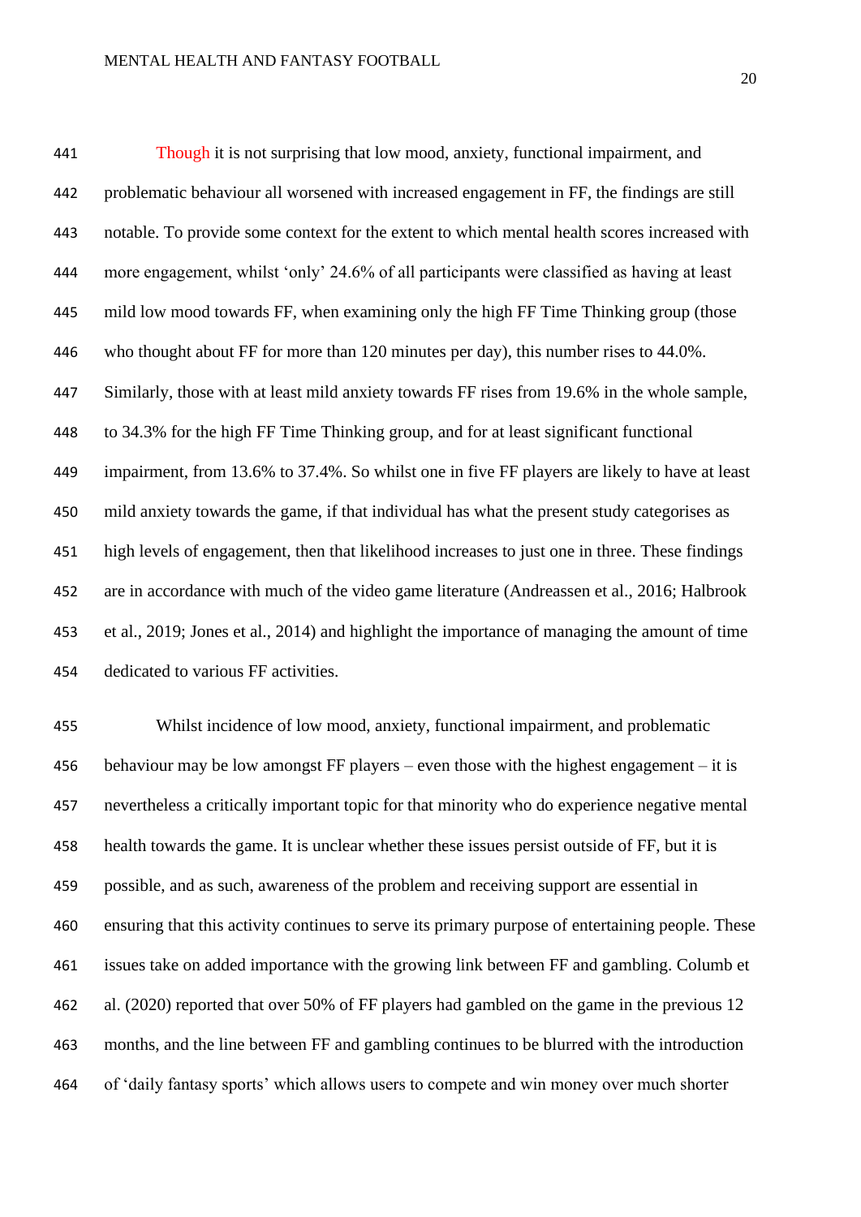Though it is not surprising that low mood, anxiety, functional impairment, and problematic behaviour all worsened with increased engagement in FF, the findings are still notable. To provide some context for the extent to which mental health scores increased with more engagement, whilst 'only' 24.6% of all participants were classified as having at least mild low mood towards FF, when examining only the high FF Time Thinking group (those who thought about FF for more than 120 minutes per day), this number rises to 44.0%. Similarly, those with at least mild anxiety towards FF rises from 19.6% in the whole sample, to 34.3% for the high FF Time Thinking group, and for at least significant functional impairment, from 13.6% to 37.4%. So whilst one in five FF players are likely to have at least mild anxiety towards the game, if that individual has what the present study categorises as high levels of engagement, then that likelihood increases to just one in three. These findings are in accordance with much of the video game literature (Andreassen et al., 2016; Halbrook et al., 2019; Jones et al., 2014) and highlight the importance of managing the amount of time dedicated to various FF activities.

Whilst incidence of low mood, anxiety, functional impairment, and problematic behaviour may be low amongst FF players – even those with the highest engagement – it is nevertheless a critically important topic for that minority who do experience negative mental health towards the game. It is unclear whether these issues persist outside of FF, but it is possible, and as such, awareness of the problem and receiving support are essential in ensuring that this activity continues to serve its primary purpose of entertaining people. These issues take on added importance with the growing link between FF and gambling. Columb et al. (2020) reported that over 50% of FF players had gambled on the game in the previous 12 months, and the line between FF and gambling continues to be blurred with the introduction of 'daily fantasy sports' which allows users to compete and win money over much shorter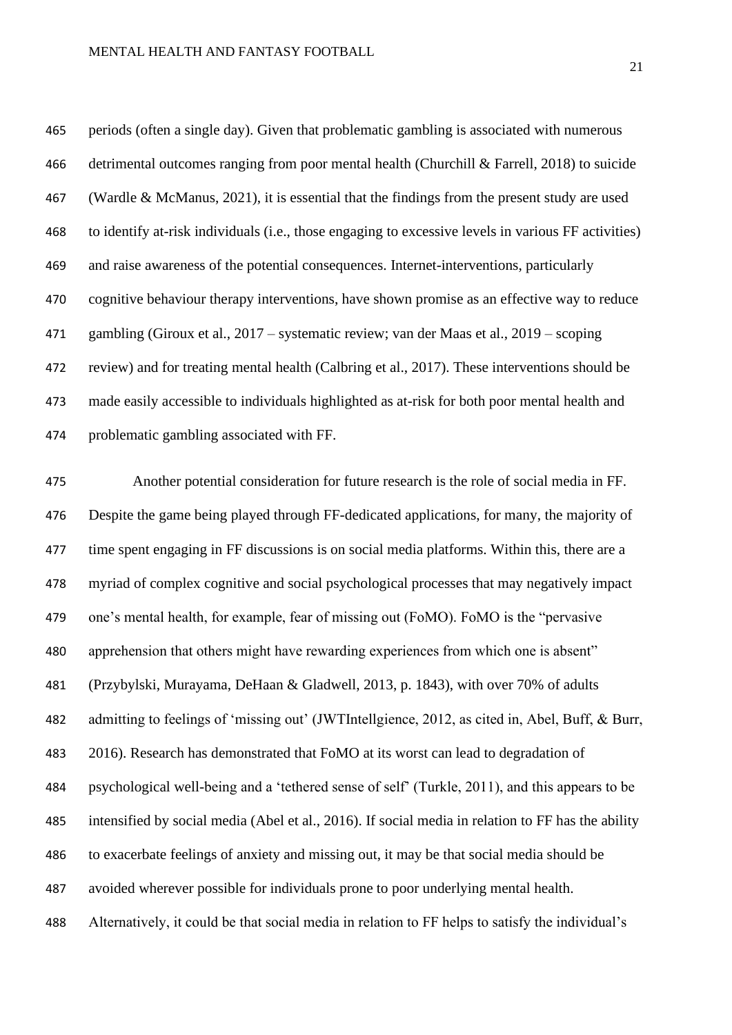periods (often a single day). Given that problematic gambling is associated with numerous detrimental outcomes ranging from poor mental health (Churchill & Farrell, 2018) to suicide (Wardle & McManus, 2021), it is essential that the findings from the present study are used to identify at-risk individuals (i.e., those engaging to excessive levels in various FF activities) and raise awareness of the potential consequences. Internet-interventions, particularly cognitive behaviour therapy interventions, have shown promise as an effective way to reduce gambling (Giroux et al., 2017 – systematic review; van der Maas et al., 2019 – scoping review) and for treating mental health (Calbring et al., 2017). These interventions should be made easily accessible to individuals highlighted as at-risk for both poor mental health and problematic gambling associated with FF.

Another potential consideration for future research is the role of social media in FF. Despite the game being played through FF-dedicated applications, for many, the majority of time spent engaging in FF discussions is on social media platforms. Within this, there are a myriad of complex cognitive and social psychological processes that may negatively impact one's mental health, for example, fear of missing out (FoMO). FoMO is the "pervasive apprehension that others might have rewarding experiences from which one is absent" (Przybylski, Murayama, DeHaan & Gladwell, 2013, p. 1843), with over 70% of adults admitting to feelings of 'missing out' (JWTIntellgience, 2012, as cited in, Abel, Buff, & Burr, 2016). Research has demonstrated that FoMO at its worst can lead to degradation of psychological well-being and a 'tethered sense of self' (Turkle, 2011), and this appears to be intensified by social media (Abel et al., 2016). If social media in relation to FF has the ability to exacerbate feelings of anxiety and missing out, it may be that social media should be avoided wherever possible for individuals prone to poor underlying mental health. Alternatively, it could be that social media in relation to FF helps to satisfy the individual's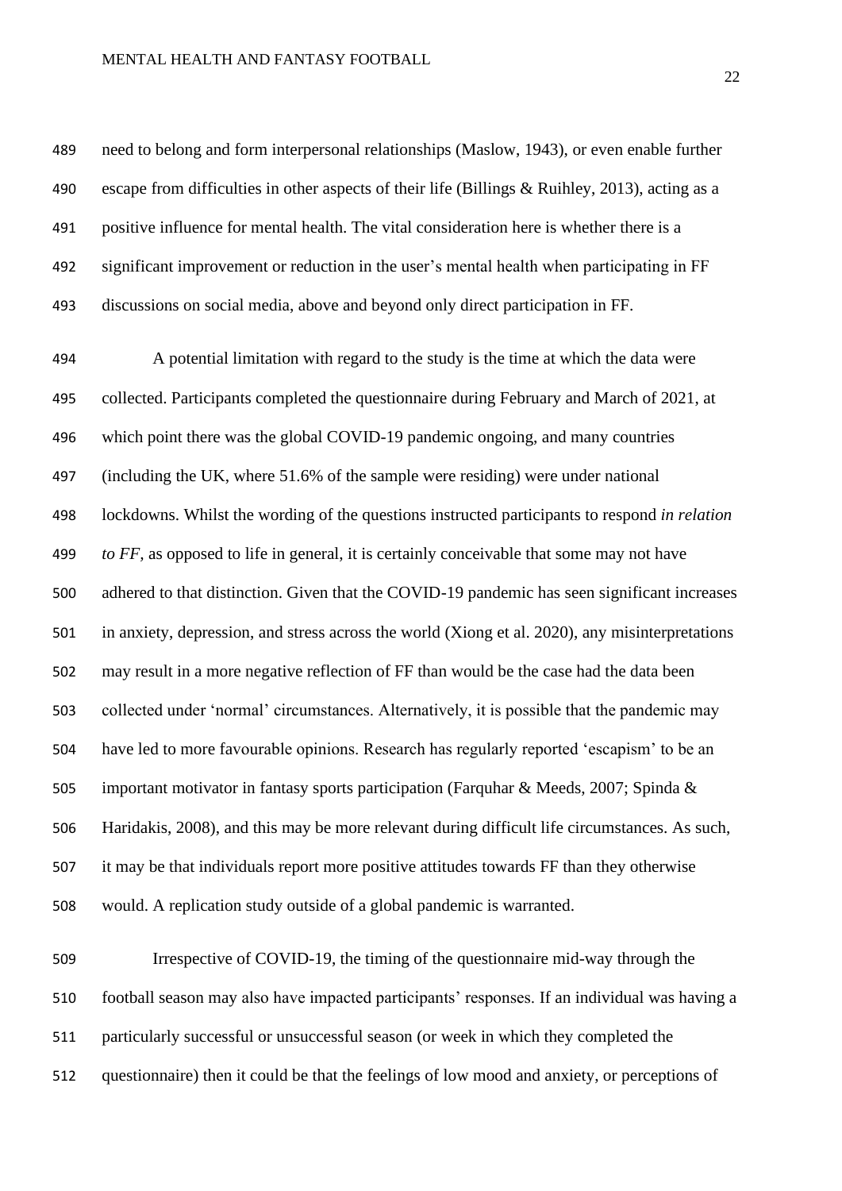need to belong and form interpersonal relationships (Maslow, 1943), or even enable further escape from difficulties in other aspects of their life (Billings & Ruihley, 2013), acting as a positive influence for mental health. The vital consideration here is whether there is a significant improvement or reduction in the user's mental health when participating in FF discussions on social media, above and beyond only direct participation in FF.

A potential limitation with regard to the study is the time at which the data were collected. Participants completed the questionnaire during February and March of 2021, at which point there was the global COVID-19 pandemic ongoing, and many countries (including the UK, where 51.6% of the sample were residing) were under national lockdowns. Whilst the wording of the questions instructed participants to respond *in relation to FF*, as opposed to life in general, it is certainly conceivable that some may not have adhered to that distinction. Given that the COVID-19 pandemic has seen significant increases in anxiety, depression, and stress across the world (Xiong et al. 2020), any misinterpretations may result in a more negative reflection of FF than would be the case had the data been collected under 'normal' circumstances. Alternatively, it is possible that the pandemic may have led to more favourable opinions. Research has regularly reported 'escapism' to be an important motivator in fantasy sports participation (Farquhar & Meeds, 2007; Spinda & Haridakis, 2008), and this may be more relevant during difficult life circumstances. As such, it may be that individuals report more positive attitudes towards FF than they otherwise would. A replication study outside of a global pandemic is warranted.

Irrespective of COVID-19, the timing of the questionnaire mid-way through the football season may also have impacted participants' responses. If an individual was having a particularly successful or unsuccessful season (or week in which they completed the questionnaire) then it could be that the feelings of low mood and anxiety, or perceptions of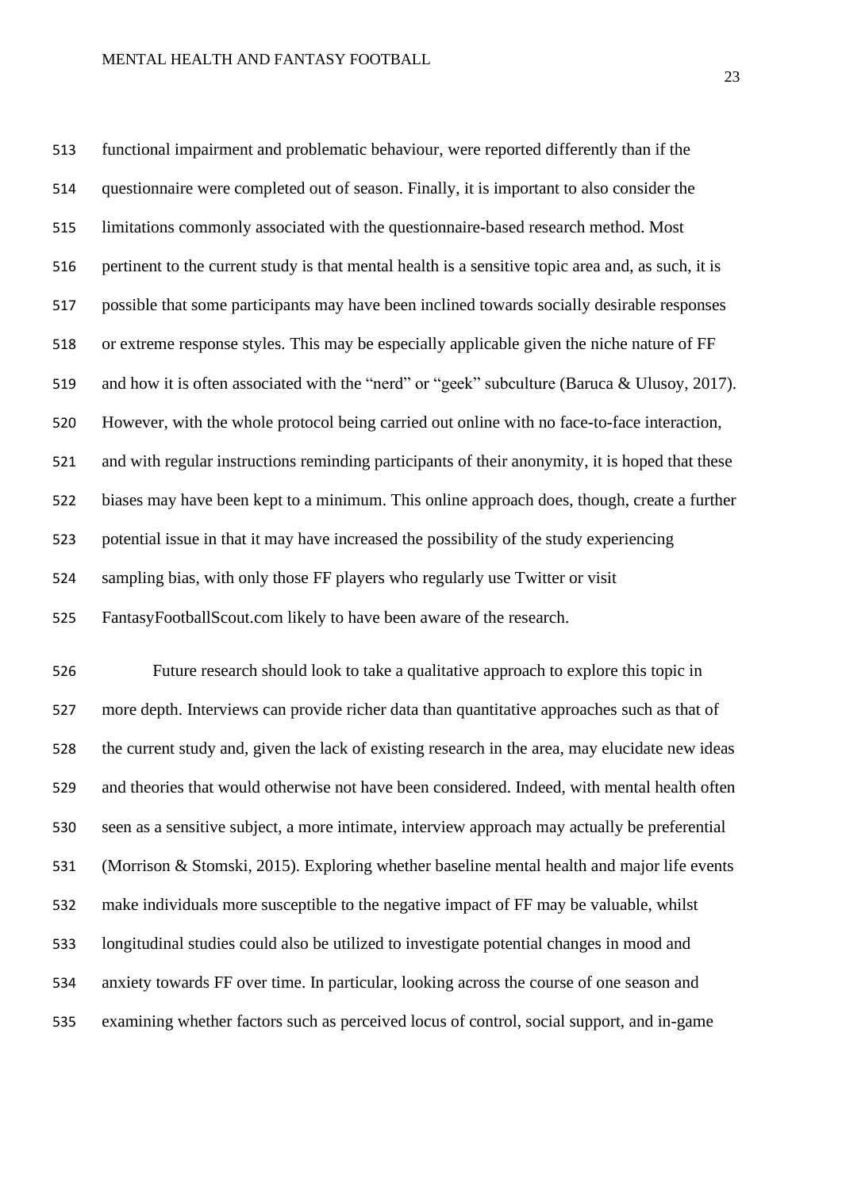functional impairment and problematic behaviour, were reported differently than if the questionnaire were completed out of season. Finally, it is important to also consider the limitations commonly associated with the questionnaire-based research method. Most pertinent to the current study is that mental health is a sensitive topic area and, as such, it is possible that some participants may have been inclined towards socially desirable responses or extreme response styles. This may be especially applicable given the niche nature of FF and how it is often associated with the "nerd" or "geek" subculture (Baruca & Ulusoy, 2017). However, with the whole protocol being carried out online with no face-to-face interaction, and with regular instructions reminding participants of their anonymity, it is hoped that these biases may have been kept to a minimum. This online approach does, though, create a further potential issue in that it may have increased the possibility of the study experiencing sampling bias, with only those FF players who regularly use Twitter or visit FantasyFootballScout.com likely to have been aware of the research.

Future research should look to take a qualitative approach to explore this topic in more depth. Interviews can provide richer data than quantitative approaches such as that of the current study and, given the lack of existing research in the area, may elucidate new ideas and theories that would otherwise not have been considered. Indeed, with mental health often seen as a sensitive subject, a more intimate, interview approach may actually be preferential (Morrison & Stomski, 2015). Exploring whether baseline mental health and major life events make individuals more susceptible to the negative impact of FF may be valuable, whilst longitudinal studies could also be utilized to investigate potential changes in mood and anxiety towards FF over time. In particular, looking across the course of one season and examining whether factors such as perceived locus of control, social support, and in-game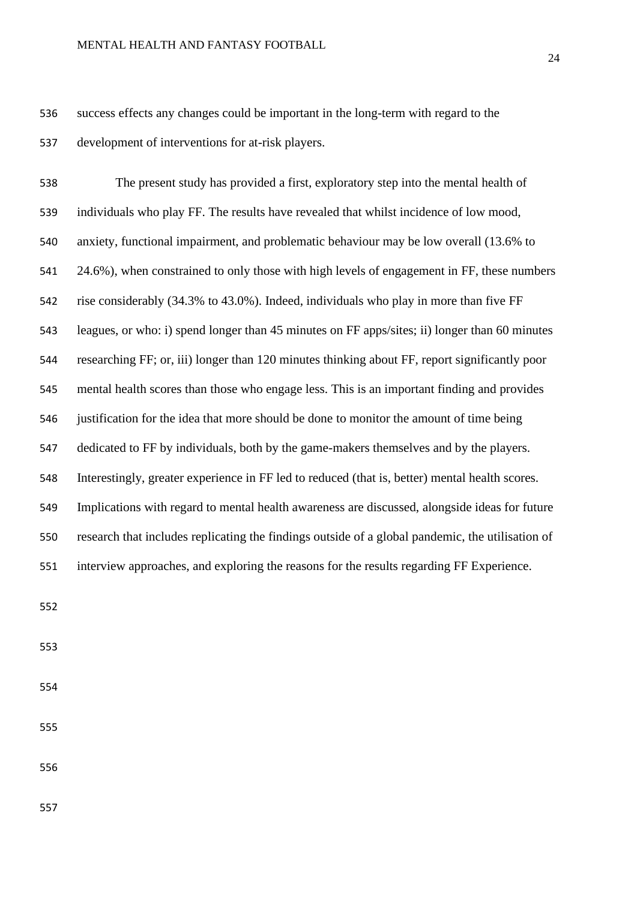success effects any changes could be important in the long-term with regard to the development of interventions for at-risk players.

The present study has provided a first, exploratory step into the mental health of individuals who play FF. The results have revealed that whilst incidence of low mood, anxiety, functional impairment, and problematic behaviour may be low overall (13.6% to 24.6%), when constrained to only those with high levels of engagement in FF, these numbers rise considerably (34.3% to 43.0%). Indeed, individuals who play in more than five FF leagues, or who: i) spend longer than 45 minutes on FF apps/sites; ii) longer than 60 minutes researching FF; or, iii) longer than 120 minutes thinking about FF, report significantly poor mental health scores than those who engage less. This is an important finding and provides justification for the idea that more should be done to monitor the amount of time being dedicated to FF by individuals, both by the game-makers themselves and by the players. Interestingly, greater experience in FF led to reduced (that is, better) mental health scores. Implications with regard to mental health awareness are discussed, alongside ideas for future research that includes replicating the findings outside of a global pandemic, the utilisation of interview approaches, and exploring the reasons for the results regarding FF Experience.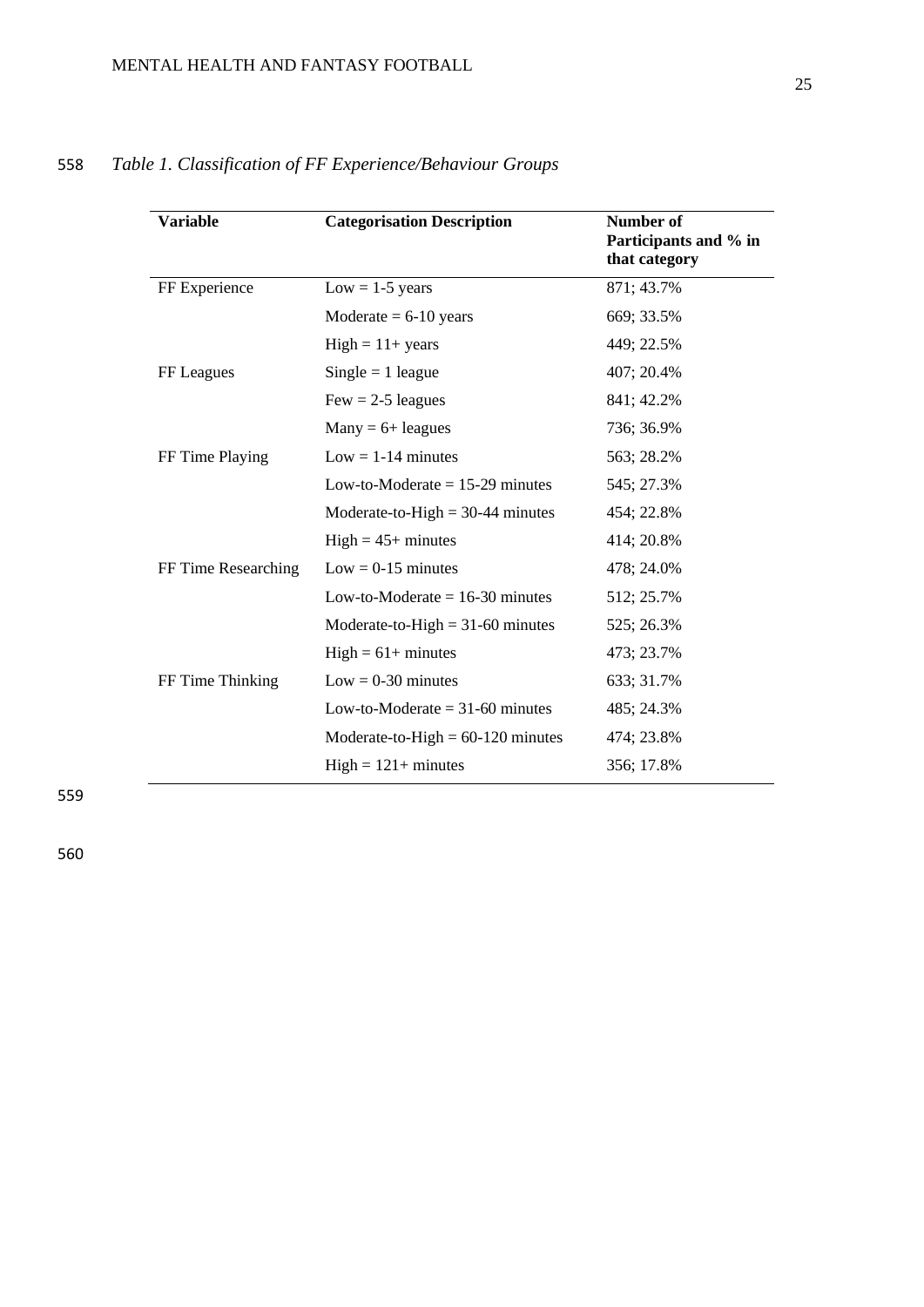*Table 1. Classification of FF Experience/Behaviour Groups*

| Variable | Categorisation Description | Number of Participants and % in that category |
|---|---|---|
| FF Experience | Low = 1-5 years | 871; 43.7% |
| | Moderate = 6-10 years | 669; 33.5% |
| | High = 11+ years | 449; 22.5% |
| FF Leagues | Single = 1 league | 407; 20.4% |
| | Few = 2-5 leagues | 841; 42.2% |
| | Many = 6+ leagues | 736; 36.9% |
| FF Time Playing | Low = 1-14 minutes | 563; 28.2% |
| | Low-to-Moderate = 15-29 minutes | 545; 27.3% |
| | Moderate-to-High = 30-44 minutes | 454; 22.8% |
| | High = 45+ minutes | 414; 20.8% |
| FF Time Researching | Low = 0-15 minutes | 478; 24.0% |
| | Low-to-Moderate = 16-30 minutes | 512; 25.7% |
| | Moderate-to-High = 31-60 minutes | 525; 26.3% |
| | High = 61+ minutes | 473; 23.7% |
| FF Time Thinking | Low = 0-30 minutes | 633; 31.7% |
| | Low-to-Moderate = 31-60 minutes | 485; 24.3% |
| | Moderate-to-High = 60-120 minutes | 474; 23.8% |
| | High = 121+ minutes | 356; 17.8% |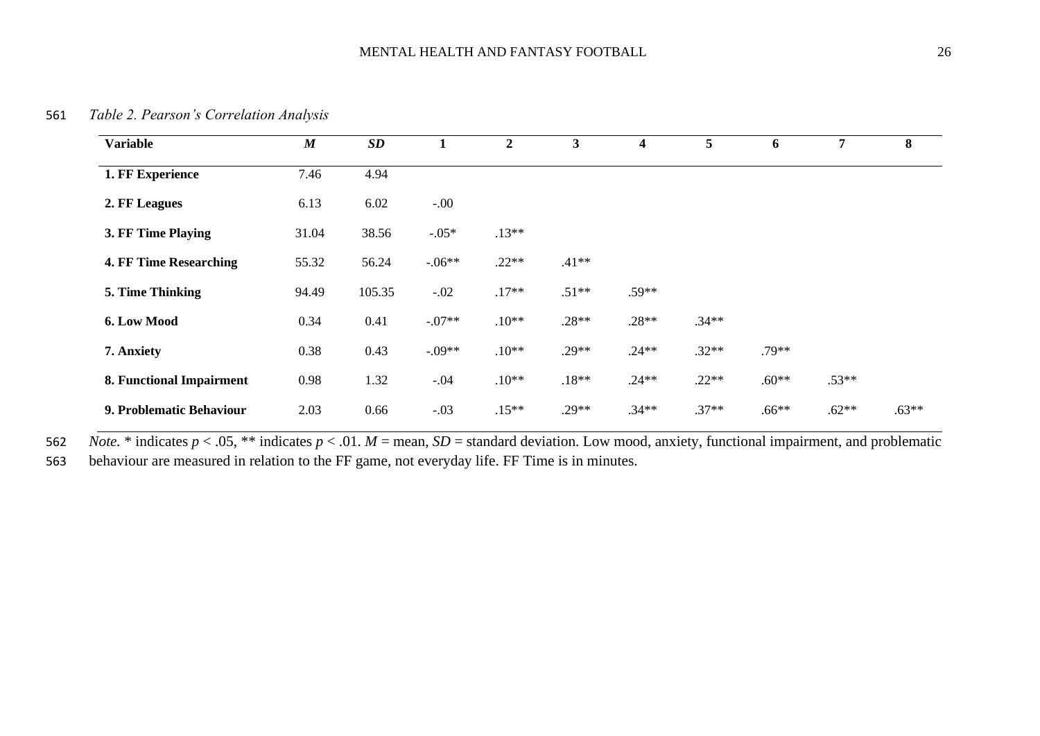*Table 2. Pearson's Correlation Analysis*

| Variable | *M* | *SD* | 1 | 2 | 3 | 4 | 5 | 6 | 7 | 8 |
|---|---|---|---|---|---|---|---|---|---|---|
| **1. FF Experience** | 7.46 | 4.94 | | | | | | | | |
| **2. FF Leagues** | 6.13 | 6.02 | -.00 | | | | | | | |
| **3. FF Time Playing** | 31.04 | 38.56 | -.05* | .13** | | | | | | |
| **4. FF Time Researching** | 55.32 | 56.24 | -.06** | .22** | .41** | | | | | |
| **5. Time Thinking** | 94.49 | 105.35 | -.02 | .17** | .51** | .59** | | | | |
| **6. Low Mood** | 0.34 | 0.41 | -.07** | .10** | .28** | .28** | .34** | | | |
| **7. Anxiety** | 0.38 | 0.43 | -.09** | .10** | .29** | .24** | .32** | .79** | | |
| **8. Functional Impairment** | 0.98 | 1.32 | -.04 | .10** | .18** | .24** | .22** | .60** | .53** | |
| **9. Problematic Behaviour** | 2.03 | 0.66 | -.03 | .15** | .29** | .34** | .37** | .66** | .62** | .63** |

*Note.* * indicates $p < .05$, ** indicates $p < .01$. *M* = mean, *SD* = standard deviation. Low mood, anxiety, functional impairment, and problematic behaviour are measured in relation to the FF game, not everyday life. FF Time is in minutes.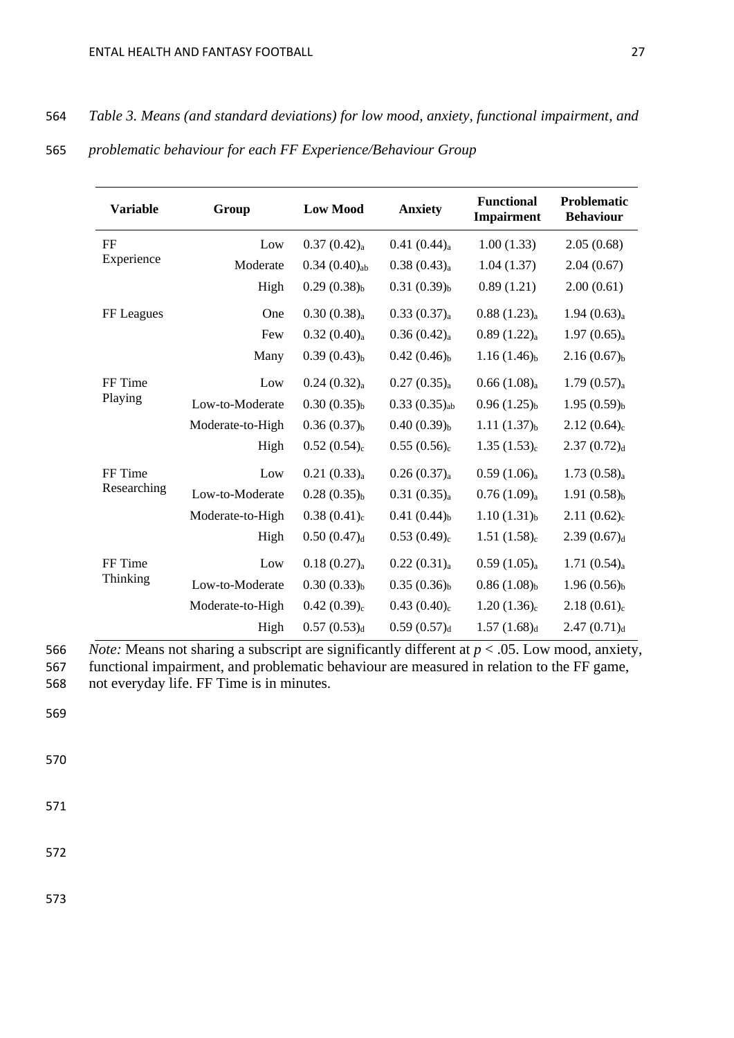*Table 3. Means (and standard deviations) for low mood, anxiety, functional impairment, and problematic behaviour for each FF Experience/Behaviour Group*

| Variable | Group | Low Mood | Anxiety | Functional Impairment | Problematic Behaviour |
|---|---|---|---|---|---|
| FF Experience | Low | $0.37\ (0.42)_a$ | $0.41\ (0.44)_a$ | 1.00 (1.33) | 2.05 (0.68) |
| | Moderate | $0.34\ (0.40)_{ab}$ | $0.38\ (0.43)_a$ | 1.04 (1.37) | 2.04 (0.67) |
| | High | $0.29\ (0.38)_b$ | $0.31\ (0.39)_b$ | 0.89 (1.21) | 2.00 (0.61) |
| FF Leagues | One | $0.30\ (0.38)_a$ | $0.33\ (0.37)_a$ | $0.88\ (1.23)_a$ | $1.94\ (0.63)_a$ |
| | Few | $0.32\ (0.40)_a$ | $0.36\ (0.42)_a$ | $0.89\ (1.22)_a$ | $1.97\ (0.65)_a$ |
| | Many | $0.39\ (0.43)_b$ | $0.42\ (0.46)_b$ | $1.16\ (1.46)_b$ | $2.16\ (0.67)_b$ |
| FF Time Playing | Low | $0.24\ (0.32)_a$ | $0.27\ (0.35)_a$ | $0.66\ (1.08)_a$ | $1.79\ (0.57)_a$ |
| | Low-to-Moderate | $0.30\ (0.35)_b$ | $0.33\ (0.35)_{ab}$ | $0.96\ (1.25)_b$ | $1.95\ (0.59)_b$ |
| | Moderate-to-High | $0.36\ (0.37)_b$ | $0.40\ (0.39)_b$ | $1.11\ (1.37)_b$ | $2.12\ (0.64)_c$ |
| | High | $0.52\ (0.54)_c$ | $0.55\ (0.56)_c$ | $1.35\ (1.53)_c$ | $2.37\ (0.72)_d$ |
| FF Time Researching | Low | $0.21\ (0.33)_a$ | $0.26\ (0.37)_a$ | $0.59\ (1.06)_a$ | $1.73\ (0.58)_a$ |
| | Low-to-Moderate | $0.28\ (0.35)_b$ | $0.31\ (0.35)_a$ | $0.76\ (1.09)_a$ | $1.91\ (0.58)_b$ |
| | Moderate-to-High | $0.38\ (0.41)_c$ | $0.41\ (0.44)_b$ | $1.10\ (1.31)_b$ | $2.11\ (0.62)_c$ |
| | High | $0.50\ (0.47)_d$ | $0.53\ (0.49)_c$ | $1.51\ (1.58)_c$ | $2.39\ (0.67)_d$ |
| FF Time Thinking | Low | $0.18\ (0.27)_a$ | $0.22\ (0.31)_a$ | $0.59\ (1.05)_a$ | $1.71\ (0.54)_a$ |
| | Low-to-Moderate | $0.30\ (0.33)_b$ | $0.35\ (0.36)_b$ | $0.86\ (1.08)_b$ | $1.96\ (0.56)_b$ |
| | Moderate-to-High | $0.42\ (0.39)_c$ | $0.43\ (0.40)_c$ | $1.20\ (1.36)_c$ | $2.18\ (0.61)_c$ |
| | High | $0.57\ (0.53)_d$ | $0.59\ (0.57)_d$ | $1.57\ (1.68)_d$ | $2.47\ (0.71)_d$ |

*Note:* Means not sharing a subscript are significantly different at $p < .05$. Low mood, anxiety, functional impairment, and problematic behaviour are measured in relation to the FF game, not everyday life. FF Time is in minutes.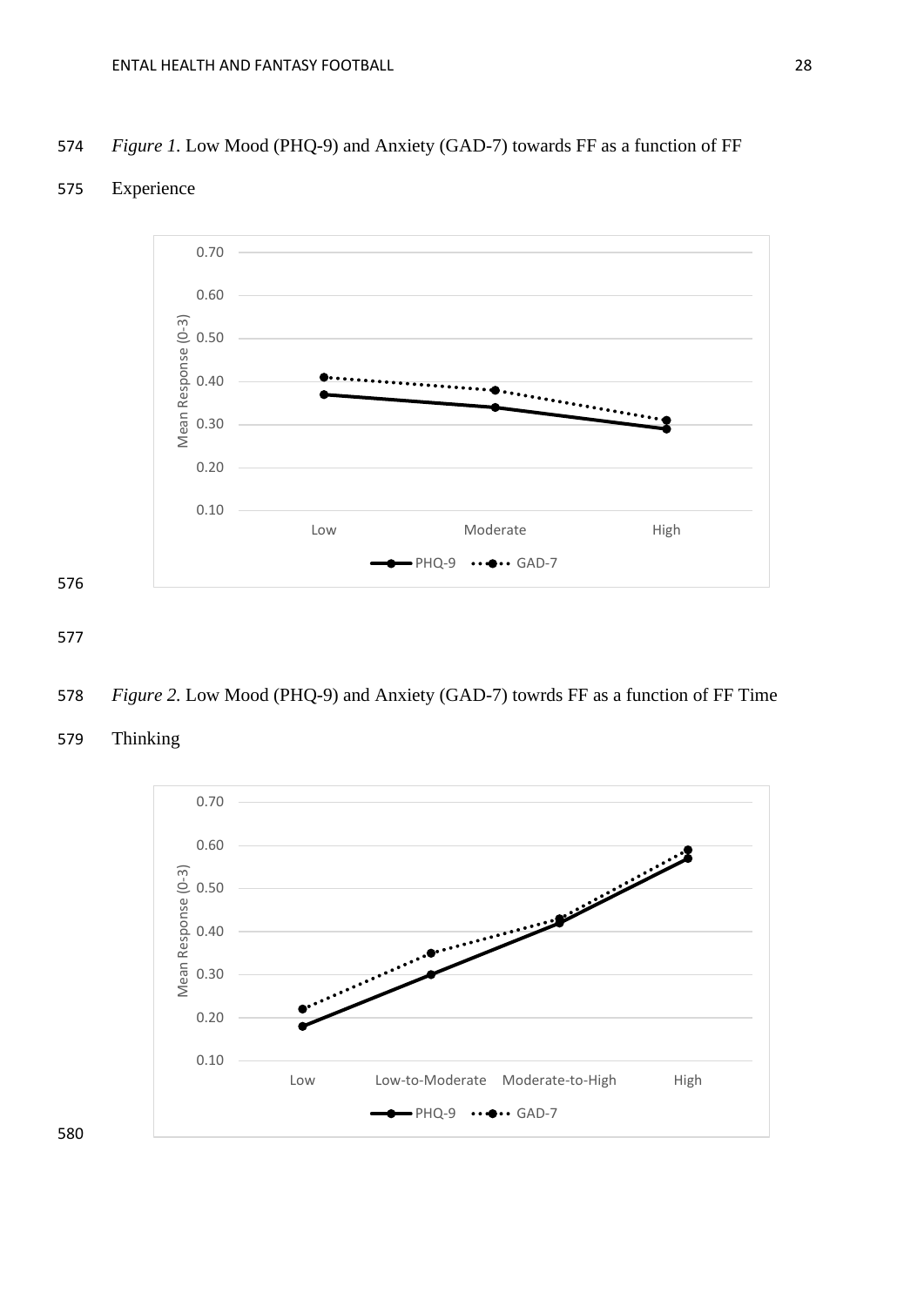*Figure 1.* Low Mood (PHQ-9) and Anxiety (GAD-7) towards FF as a function of FF Experience

*Figure 2.* Low Mood (PHQ-9) and Anxiety (GAD-7) towrds FF as a function of FF Time Thinking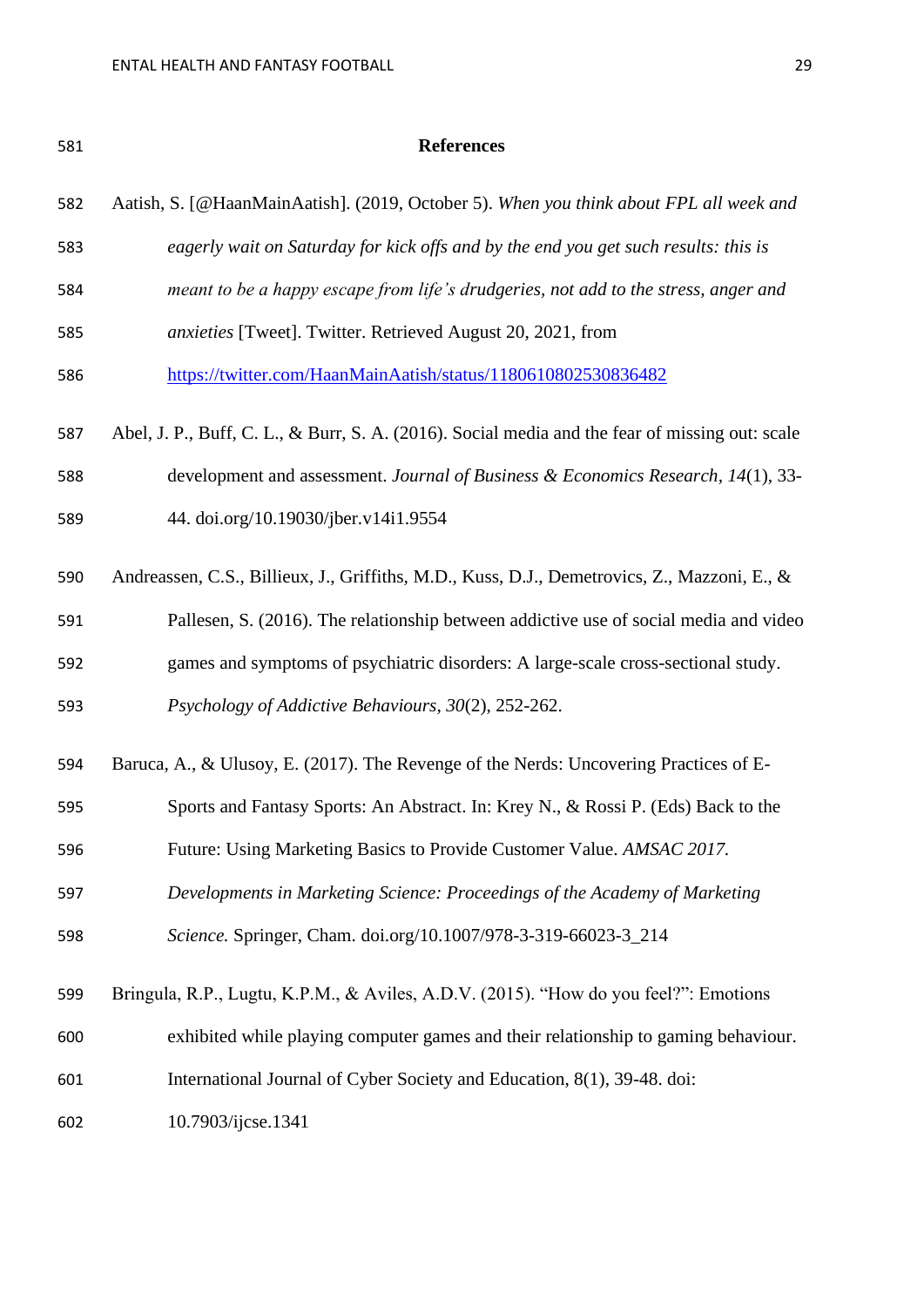## References

Aatish, S. [@HaanMainAatish]. (2019, October 5). *When you think about FPL all week and eagerly wait on Saturday for kick offs and by the end you get such results: this is meant to be a happy escape from life's drudgeries, not add to the stress, anger and anxieties* [Tweet]. Twitter. Retrieved August 20, 2021, from https://twitter.com/HaanMainAatish/status/1180610802530836482

Abel, J. P., Buff, C. L., & Burr, S. A. (2016). Social media and the fear of missing out: scale development and assessment. *Journal of Business & Economics Research, 14*(1), 33-44. doi.org/10.19030/jber.v14i1.9554

Andreassen, C.S., Billieux, J., Griffiths, M.D., Kuss, D.J., Demetrovics, Z., Mazzoni, E., & Pallesen, S. (2016). The relationship between addictive use of social media and video games and symptoms of psychiatric disorders: A large-scale cross-sectional study. *Psychology of Addictive Behaviours, 30*(2), 252-262.

Baruca, A., & Ulusoy, E. (2017). The Revenge of the Nerds: Uncovering Practices of E-Sports and Fantasy Sports: An Abstract. In: Krey N., & Rossi P. (Eds) Back to the Future: Using Marketing Basics to Provide Customer Value. *AMSAC 2017. Developments in Marketing Science: Proceedings of the Academy of Marketing Science.* Springer, Cham. doi.org/10.1007/978-3-319-66023-3_214

Bringula, R.P., Lugtu, K.P.M., & Aviles, A.D.V. (2015). "How do you feel?": Emotions exhibited while playing computer games and their relationship to gaming behaviour. International Journal of Cyber Society and Education, 8(1), 39-48. doi: 10.7903/ijcse.1341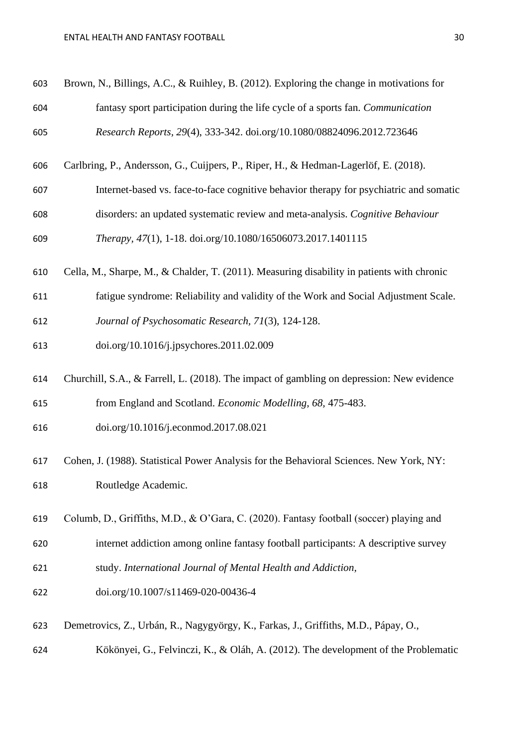Brown, N., Billings, A.C., & Ruihley, B. (2012). Exploring the change in motivations for fantasy sport participation during the life cycle of a sports fan. *Communication Research Reports, 29*(4), 333-342. doi.org/10.1080/08824096.2012.723646

Carlbring, P., Andersson, G., Cuijpers, P., Riper, H., & Hedman-Lagerlöf, E. (2018). Internet-based vs. face-to-face cognitive behavior therapy for psychiatric and somatic disorders: an updated systematic review and meta-analysis. *Cognitive Behaviour Therapy, 47*(1), 1-18. doi.org/10.1080/16506073.2017.1401115

Cella, M., Sharpe, M., & Chalder, T. (2011). Measuring disability in patients with chronic fatigue syndrome: Reliability and validity of the Work and Social Adjustment Scale. *Journal of Psychosomatic Research, 71*(3), 124-128. doi.org/10.1016/j.jpsychores.2011.02.009

Churchill, S.A., & Farrell, L. (2018). The impact of gambling on depression: New evidence from England and Scotland. *Economic Modelling, 68,* 475-483. doi.org/10.1016/j.econmod.2017.08.021

Cohen, J. (1988). Statistical Power Analysis for the Behavioral Sciences. New York, NY: Routledge Academic.

Columb, D., Griffiths, M.D., & O'Gara, C. (2020). Fantasy football (soccer) playing and internet addiction among online fantasy football participants: A descriptive survey study. *International Journal of Mental Health and Addiction*, doi.org/10.1007/s11469-020-00436-4

Demetrovics, Z., Urbán, R., Nagygyörgy, K., Farkas, J., Griffiths, M.D., Pápay, O., Kökönyei, G., Felvinczi, K., & Oláh, A. (2012). The development of the Problematic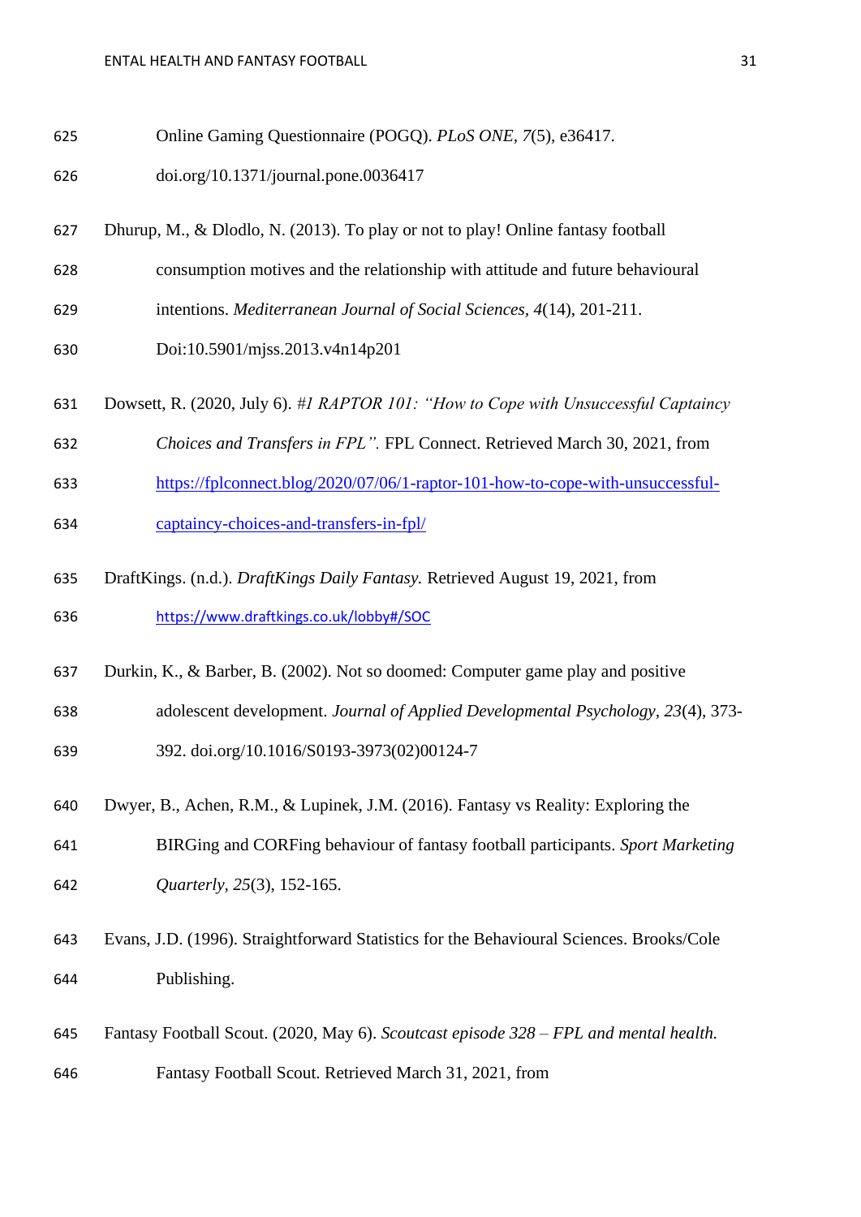Online Gaming Questionnaire (POGQ). *PLoS ONE*, *7*(5), e36417. doi.org/10.1371/journal.pone.0036417

Dhurup, M., & Dlodlo, N. (2013). To play or not to play! Online fantasy football consumption motives and the relationship with attitude and future behavioural intentions. *Mediterranean Journal of Social Sciences*, *4*(14), 201-211. Doi:10.5901/mjss.2013.v4n14p201

Dowsett, R. (2020, July 6). *#1 RAPTOR 101: "How to Cope with Unsuccessful Captaincy Choices and Transfers in FPL".* FPL Connect. Retrieved March 30, 2021, from https://fplconnect.blog/2020/07/06/1-raptor-101-how-to-cope-with-unsuccessful-captaincy-choices-and-transfers-in-fpl/

DraftKings. (n.d.). *DraftKings Daily Fantasy.* Retrieved August 19, 2021, from https://www.draftkings.co.uk/lobby#/SOC

Durkin, K., & Barber, B. (2002). Not so doomed: Computer game play and positive adolescent development. *Journal of Applied Developmental Psychology*, *23*(4), 373-392. doi.org/10.1016/S0193-3973(02)00124-7

Dwyer, B., Achen, R.M., & Lupinek, J.M. (2016). Fantasy vs Reality: Exploring the BIRGing and CORFing behaviour of fantasy football participants. *Sport Marketing Quarterly*, *25*(3), 152-165.

Evans, J.D. (1996). Straightforward Statistics for the Behavioural Sciences. Brooks/Cole Publishing.

Fantasy Football Scout. (2020, May 6). *Scoutcast episode 328 – FPL and mental health.* Fantasy Football Scout. Retrieved March 31, 2021, from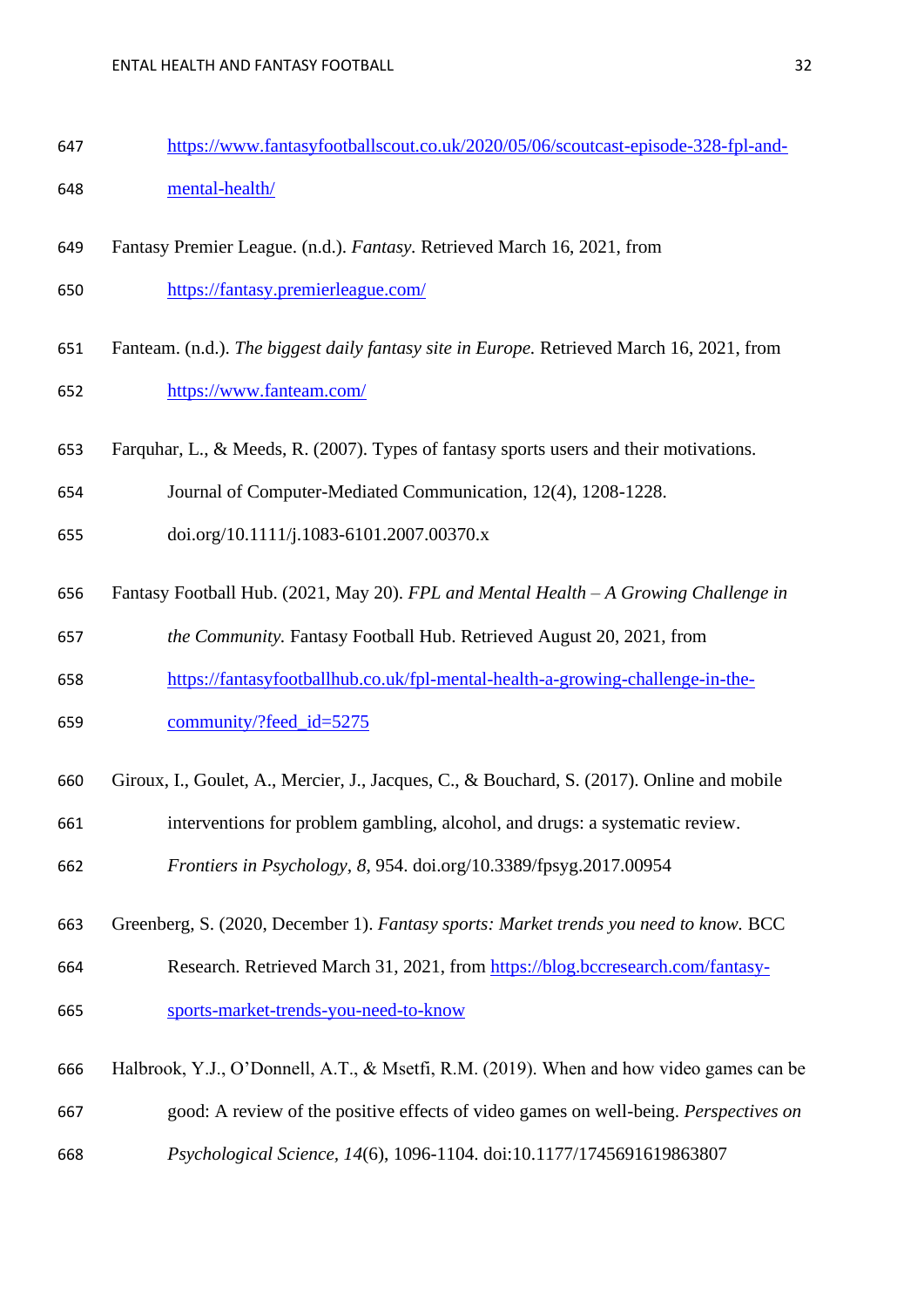https://www.fantasyfootballscout.co.uk/2020/05/06/scoutcast-episode-328-fpl-and-mental-health/

Fantasy Premier League. (n.d.). *Fantasy.* Retrieved March 16, 2021, from https://fantasy.premierleague.com/

Fanteam. (n.d.). *The biggest daily fantasy site in Europe.* Retrieved March 16, 2021, from https://www.fanteam.com/

Farquhar, L., & Meeds, R. (2007). Types of fantasy sports users and their motivations. Journal of Computer-Mediated Communication, 12(4), 1208-1228. doi.org/10.1111/j.1083-6101.2007.00370.x

Fantasy Football Hub. (2021, May 20). *FPL and Mental Health – A Growing Challenge in the Community.* Fantasy Football Hub. Retrieved August 20, 2021, from https://fantasyfootballhub.co.uk/fpl-mental-health-a-growing-challenge-in-the-community/?feed_id=5275

Giroux, I., Goulet, A., Mercier, J., Jacques, C., & Bouchard, S. (2017). Online and mobile interventions for problem gambling, alcohol, and drugs: a systematic review. *Frontiers in Psychology, 8*, 954. doi.org/10.3389/fpsyg.2017.00954

Greenberg, S. (2020, December 1). *Fantasy sports: Market trends you need to know.* BCC Research. Retrieved March 31, 2021, from https://blog.bccresearch.com/fantasy-sports-market-trends-you-need-to-know

Halbrook, Y.J., O'Donnell, A.T., & Msetfi, R.M. (2019). When and how video games can be good: A review of the positive effects of video games on well-being. *Perspectives on Psychological Science, 14*(6), 1096-1104. doi:10.1177/1745691619863807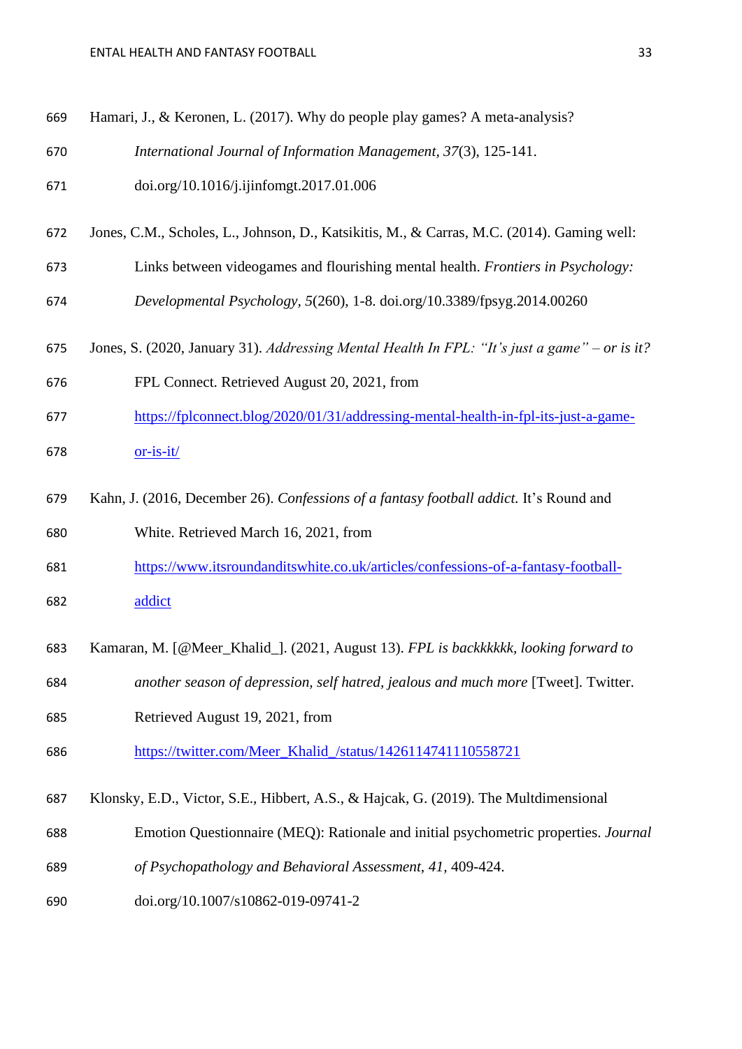Hamari, J., & Keronen, L. (2017). Why do people play games? A meta-analysis? *International Journal of Information Management, 37*(3), 125-141. doi.org/10.1016/j.ijinfomgt.2017.01.006

Jones, C.M., Scholes, L., Johnson, D., Katsikitis, M., & Carras, M.C. (2014). Gaming well: Links between videogames and flourishing mental health. *Frontiers in Psychology: Developmental Psychology, 5*(260), 1-8. doi.org/10.3389/fpsyg.2014.00260

Jones, S. (2020, January 31). *Addressing Mental Health In FPL: "It's just a game" – or is it?* FPL Connect. Retrieved August 20, 2021, from https://fplconnect.blog/2020/01/31/addressing-mental-health-in-fpl-its-just-a-game-or-is-it/

Kahn, J. (2016, December 26). *Confessions of a fantasy football addict.* It's Round and White. Retrieved March 16, 2021, from https://www.itsroundanditswhite.co.uk/articles/confessions-of-a-fantasy-football-addict

Kamaran, M. [@Meer_Khalid_]. (2021, August 13). *FPL is backkkkkkk, looking forward to another season of depression, self hatred, jealous and much more* [Tweet]. Twitter. Retrieved August 19, 2021, from https://twitter.com/Meer_Khalid_/status/1426114741110558721

Klonsky, E.D., Victor, S.E., Hibbert, A.S., & Hajcak, G. (2019). The Multdimensional Emotion Questionnaire (MEQ): Rationale and initial psychometric properties. *Journal of Psychopathology and Behavioral Assessment, 41*, 409-424. doi.org/10.1007/s10862-019-09741-2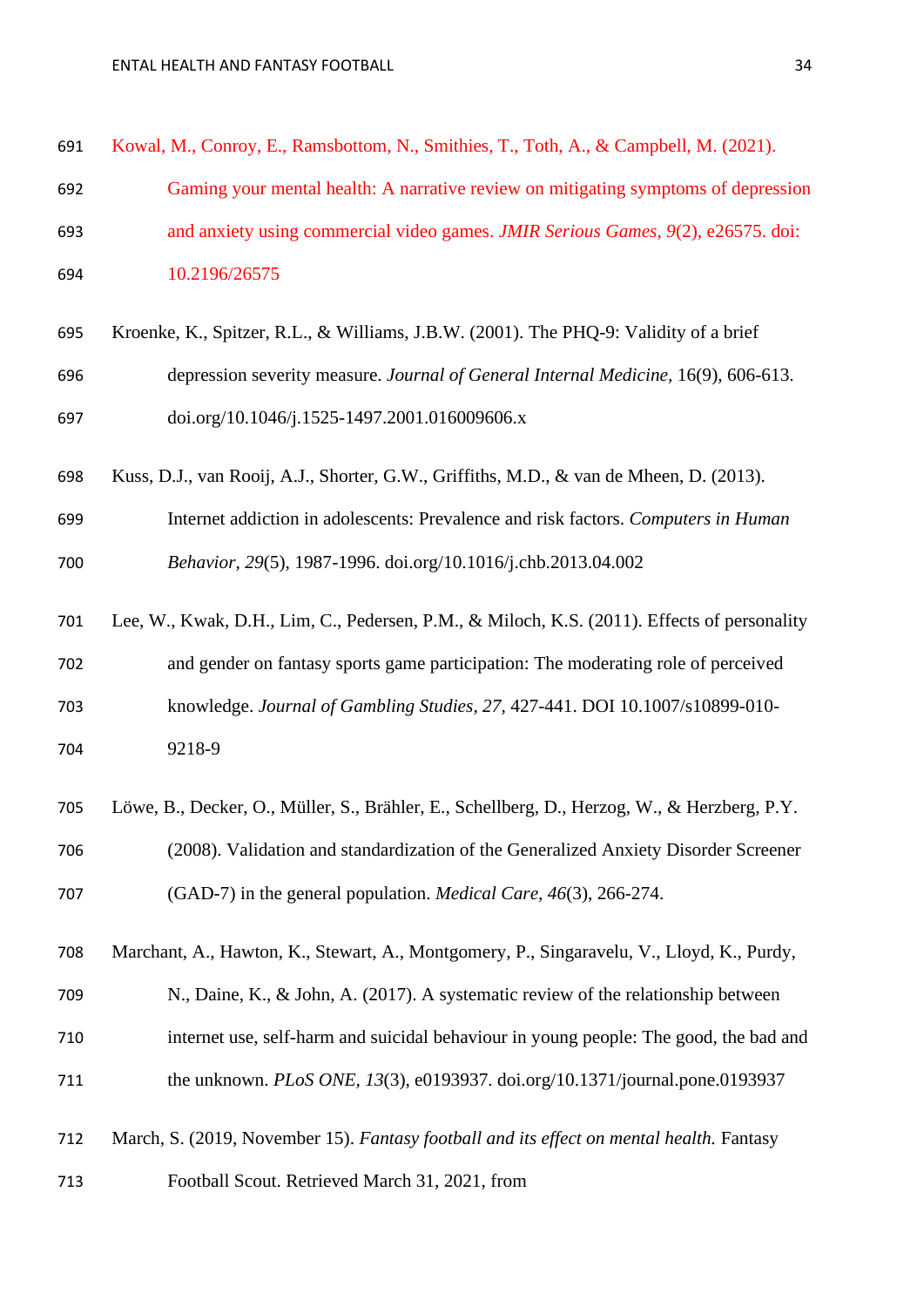Kowal, M., Conroy, E., Ramsbottom, N., Smithies, T., Toth, A., & Campbell, M. (2021). Gaming your mental health: A narrative review on mitigating symptoms of depression and anxiety using commercial video games. *JMIR Serious Games, 9*(2), e26575. doi: 10.2196/26575

Kroenke, K., Spitzer, R.L., & Williams, J.B.W. (2001). The PHQ-9: Validity of a brief depression severity measure. *Journal of General Internal Medicine,* 16(9), 606-613. doi.org/10.1046/j.1525-1497.2001.016009606.x

Kuss, D.J., van Rooij, A.J., Shorter, G.W., Griffiths, M.D., & van de Mheen, D. (2013). Internet addiction in adolescents: Prevalence and risk factors. *Computers in Human Behavior, 29*(5), 1987-1996. doi.org/10.1016/j.chb.2013.04.002

Lee, W., Kwak, D.H., Lim, C., Pedersen, P.M., & Miloch, K.S. (2011). Effects of personality and gender on fantasy sports game participation: The moderating role of perceived knowledge. *Journal of Gambling Studies, 27,* 427-441. DOI 10.1007/s10899-010-9218-9

Löwe, B., Decker, O., Müller, S., Brähler, E., Schellberg, D., Herzog, W., & Herzberg, P.Y. (2008). Validation and standardization of the Generalized Anxiety Disorder Screener (GAD-7) in the general population. *Medical Care, 46*(3), 266-274.

Marchant, A., Hawton, K., Stewart, A., Montgomery, P., Singaravelu, V., Lloyd, K., Purdy, N., Daine, K., & John, A. (2017). A systematic review of the relationship between internet use, self-harm and suicidal behaviour in young people: The good, the bad and the unknown. *PLoS ONE, 13*(3), e0193937. doi.org/10.1371/journal.pone.0193937

March, S. (2019, November 15). *Fantasy football and its effect on mental health.* Fantasy Football Scout. Retrieved March 31, 2021, from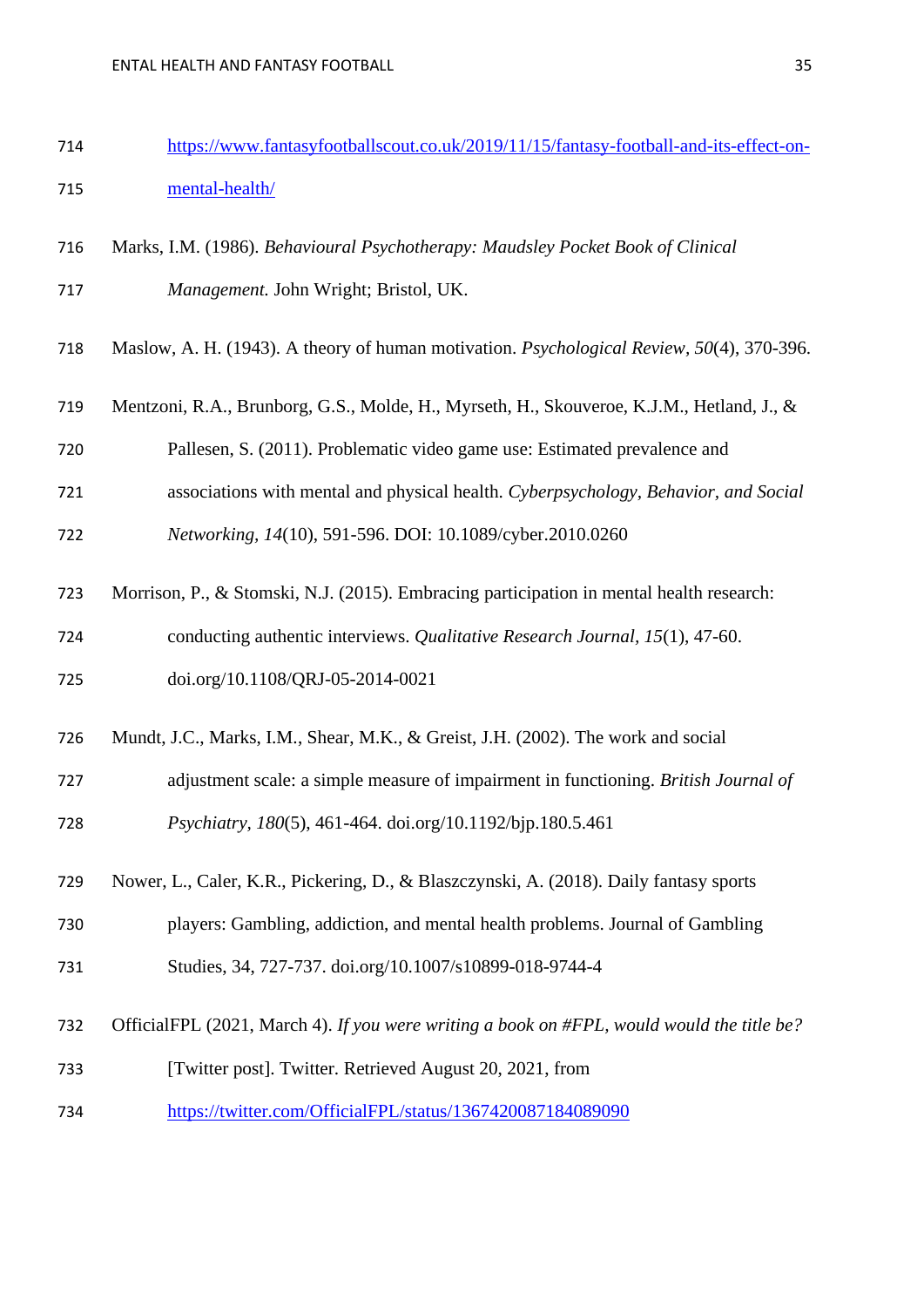https://www.fantasyfootballscout.co.uk/2019/11/15/fantasy-football-and-its-effect-on-mental-health/

Marks, I.M. (1986). *Behavioural Psychotherapy: Maudsley Pocket Book of Clinical Management.* John Wright; Bristol, UK.

Maslow, A. H. (1943). A theory of human motivation. *Psychological Review, 50*(4), 370-396.

Mentzoni, R.A., Brunborg, G.S., Molde, H., Myrseth, H., Skouveroe, K.J.M., Hetland, J., & Pallesen, S. (2011). Problematic video game use: Estimated prevalence and associations with mental and physical health. *Cyberpsychology, Behavior, and Social Networking, 14*(10), 591-596. DOI: 10.1089/cyber.2010.0260

Morrison, P., & Stomski, N.J. (2015). Embracing participation in mental health research: conducting authentic interviews. *Qualitative Research Journal, 15*(1), 47-60. doi.org/10.1108/QRJ-05-2014-0021

Mundt, J.C., Marks, I.M., Shear, M.K., & Greist, J.H. (2002). The work and social adjustment scale: a simple measure of impairment in functioning. *British Journal of Psychiatry, 180*(5), 461-464. doi.org/10.1192/bjp.180.5.461

Nower, L., Caler, K.R., Pickering, D., & Blaszczynski, A. (2018). Daily fantasy sports players: Gambling, addiction, and mental health problems. Journal of Gambling Studies, 34, 727-737. doi.org/10.1007/s10899-018-9744-4

OfficialFPL (2021, March 4). *If you were writing a book on #FPL, would would the title be?* [Twitter post]. Twitter. Retrieved August 20, 2021, from https://twitter.com/OfficialFPL/status/1367420087184089090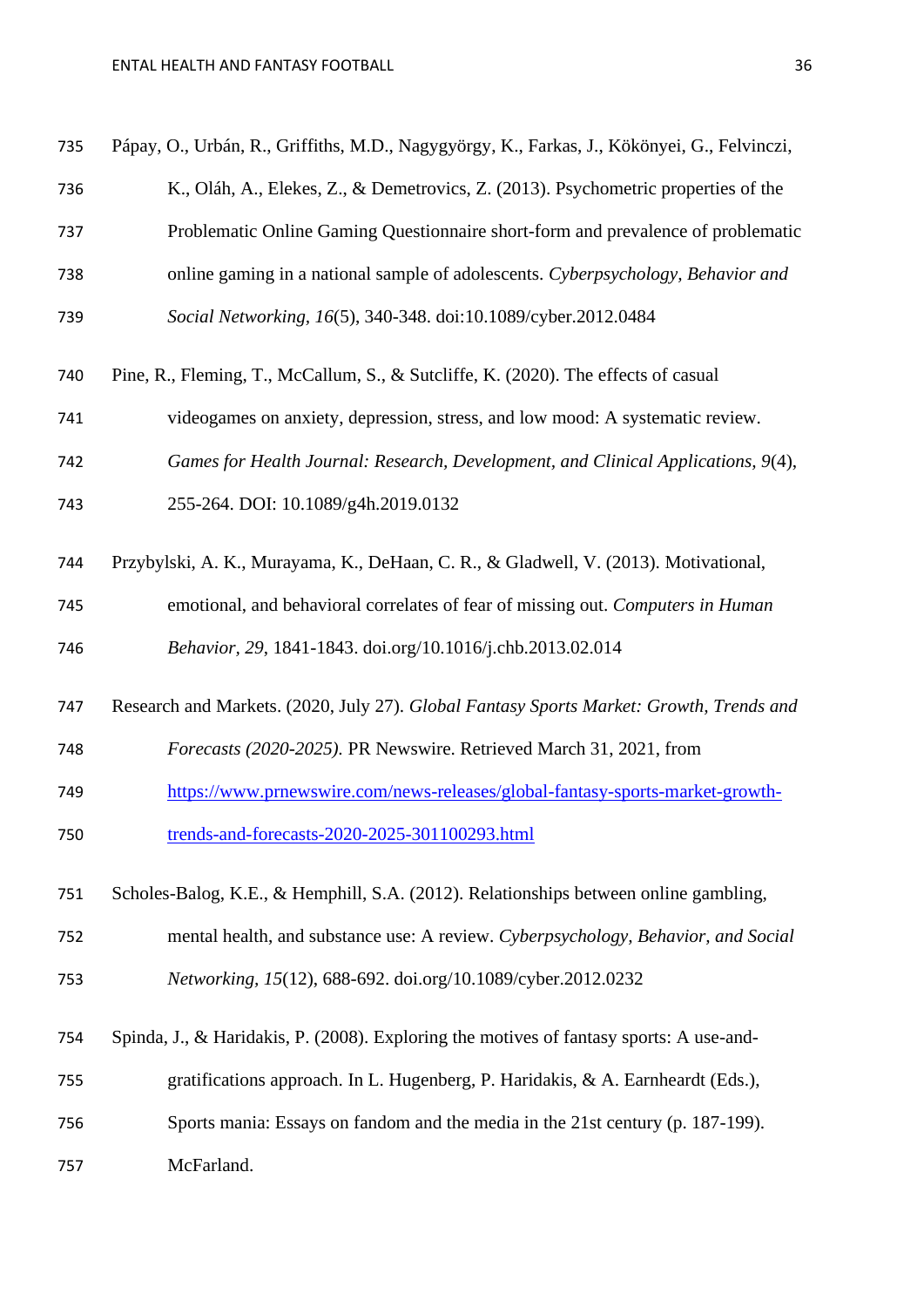Pápay, O., Urbán, R., Griffiths, M.D., Nagygyörgy, K., Farkas, J., Kökönyei, G., Felvinczi, K., Oláh, A., Elekes, Z., & Demetrovics, Z. (2013). Psychometric properties of the Problematic Online Gaming Questionnaire short-form and prevalence of problematic online gaming in a national sample of adolescents. *Cyberpsychology, Behavior and Social Networking, 16*(5), 340-348. doi:10.1089/cyber.2012.0484

Pine, R., Fleming, T., McCallum, S., & Sutcliffe, K. (2020). The effects of casual videogames on anxiety, depression, stress, and low mood: A systematic review. *Games for Health Journal: Research, Development, and Clinical Applications, 9*(4), 255-264. DOI: 10.1089/g4h.2019.0132

Przybylski, A. K., Murayama, K., DeHaan, C. R., & Gladwell, V. (2013). Motivational, emotional, and behavioral correlates of fear of missing out. *Computers in Human Behavior, 29*, 1841-1843. doi.org/10.1016/j.chb.2013.02.014

Research and Markets. (2020, July 27). *Global Fantasy Sports Market: Growth, Trends and Forecasts (2020-2025).* PR Newswire. Retrieved March 31, 2021, from https://www.prnewswire.com/news-releases/global-fantasy-sports-market-growth-trends-and-forecasts-2020-2025-301100293.html

Scholes-Balog, K.E., & Hemphill, S.A. (2012). Relationships between online gambling, mental health, and substance use: A review. *Cyberpsychology, Behavior, and Social Networking, 15*(12), 688-692. doi.org/10.1089/cyber.2012.0232

Spinda, J., & Haridakis, P. (2008). Exploring the motives of fantasy sports: A use-and-gratifications approach. In L. Hugenberg, P. Haridakis, & A. Earnheardt (Eds.), Sports mania: Essays on fandom and the media in the 21st century (p. 187-199). McFarland.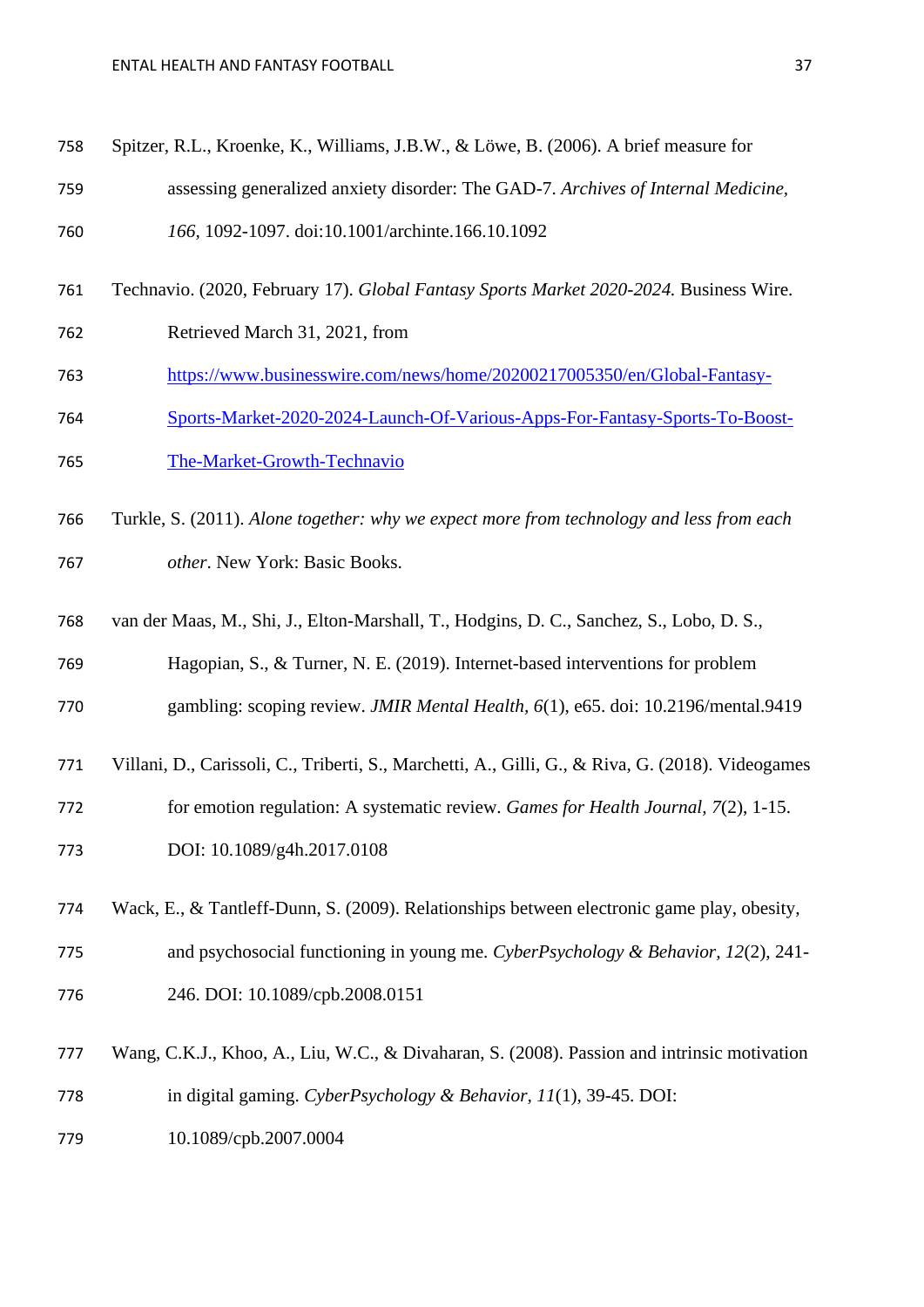Spitzer, R.L., Kroenke, K., Williams, J.B.W., & Löwe, B. (2006). A brief measure for assessing generalized anxiety disorder: The GAD-7. *Archives of Internal Medicine, 166*, 1092-1097. doi:10.1001/archinte.166.10.1092

Technavio. (2020, February 17). *Global Fantasy Sports Market 2020-2024.* Business Wire. Retrieved March 31, 2021, from https://www.businesswire.com/news/home/20200217005350/en/Global-Fantasy-Sports-Market-2020-2024-Launch-Of-Various-Apps-For-Fantasy-Sports-To-Boost-The-Market-Growth-Technavio

Turkle, S. (2011). *Alone together: why we expect more from technology and less from each other*. New York: Basic Books.

van der Maas, M., Shi, J., Elton-Marshall, T., Hodgins, D. C., Sanchez, S., Lobo, D. S., Hagopian, S., & Turner, N. E. (2019). Internet-based interventions for problem gambling: scoping review. *JMIR Mental Health, 6*(1), e65. doi: 10.2196/mental.9419

Villani, D., Carissoli, C., Triberti, S., Marchetti, A., Gilli, G., & Riva, G. (2018). Videogames for emotion regulation: A systematic review. *Games for Health Journal, 7*(2), 1-15. DOI: 10.1089/g4h.2017.0108

Wack, E., & Tantleff-Dunn, S. (2009). Relationships between electronic game play, obesity, and psychosocial functioning in young me. *CyberPsychology & Behavior, 12*(2), 241-246. DOI: 10.1089/cpb.2008.0151

Wang, C.K.J., Khoo, A., Liu, W.C., & Divaharan, S. (2008). Passion and intrinsic motivation in digital gaming. *CyberPsychology & Behavior, 11*(1), 39-45. DOI: 10.1089/cpb.2007.0004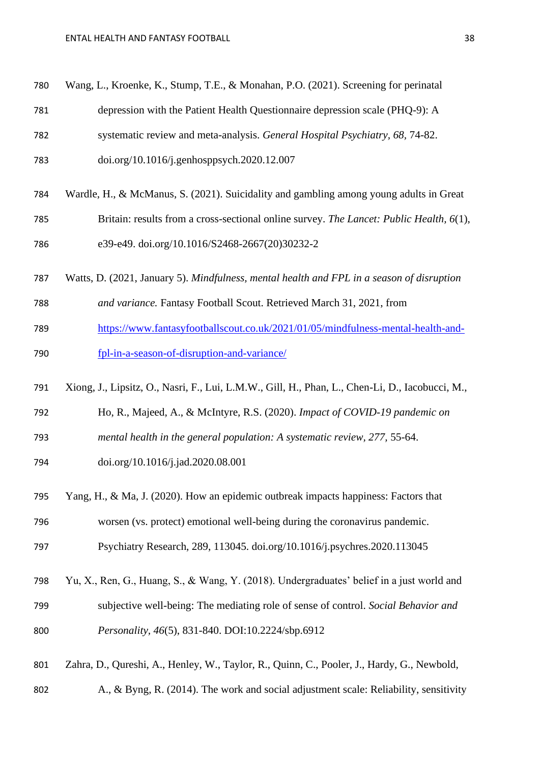Wang, L., Kroenke, K., Stump, T.E., & Monahan, P.O. (2021). Screening for perinatal depression with the Patient Health Questionnaire depression scale (PHQ-9): A systematic review and meta-analysis. *General Hospital Psychiatry*, *68*, 74-82. doi.org/10.1016/j.genhosppsych.2020.12.007

Wardle, H., & McManus, S. (2021). Suicidality and gambling among young adults in Great Britain: results from a cross-sectional online survey. *The Lancet: Public Health*, *6*(1), e39-e49. doi.org/10.1016/S2468-2667(20)30232-2

Watts, D. (2021, January 5). *Mindfulness, mental health and FPL in a season of disruption and variance.* Fantasy Football Scout. Retrieved March 31, 2021, from https://www.fantasyfootballscout.co.uk/2021/01/05/mindfulness-mental-health-and-fpl-in-a-season-of-disruption-and-variance/

Xiong, J., Lipsitz, O., Nasri, F., Lui, L.M.W., Gill, H., Phan, L., Chen-Li, D., Iacobucci, M., Ho, R., Majeed, A., & McIntyre, R.S. (2020). *Impact of COVID-19 pandemic on mental health in the general population: A systematic review*, *277*, 55-64. doi.org/10.1016/j.jad.2020.08.001

Yang, H., & Ma, J. (2020). How an epidemic outbreak impacts happiness: Factors that worsen (vs. protect) emotional well-being during the coronavirus pandemic. Psychiatry Research, 289, 113045. doi.org/10.1016/j.psychres.2020.113045

Yu, X., Ren, G., Huang, S., & Wang, Y. (2018). Undergraduates' belief in a just world and subjective well-being: The mediating role of sense of control. *Social Behavior and Personality*, *46*(5), 831-840. DOI:10.2224/sbp.6912

Zahra, D., Qureshi, A., Henley, W., Taylor, R., Quinn, C., Pooler, J., Hardy, G., Newbold, A., & Byng, R. (2014). The work and social adjustment scale: Reliability, sensitivity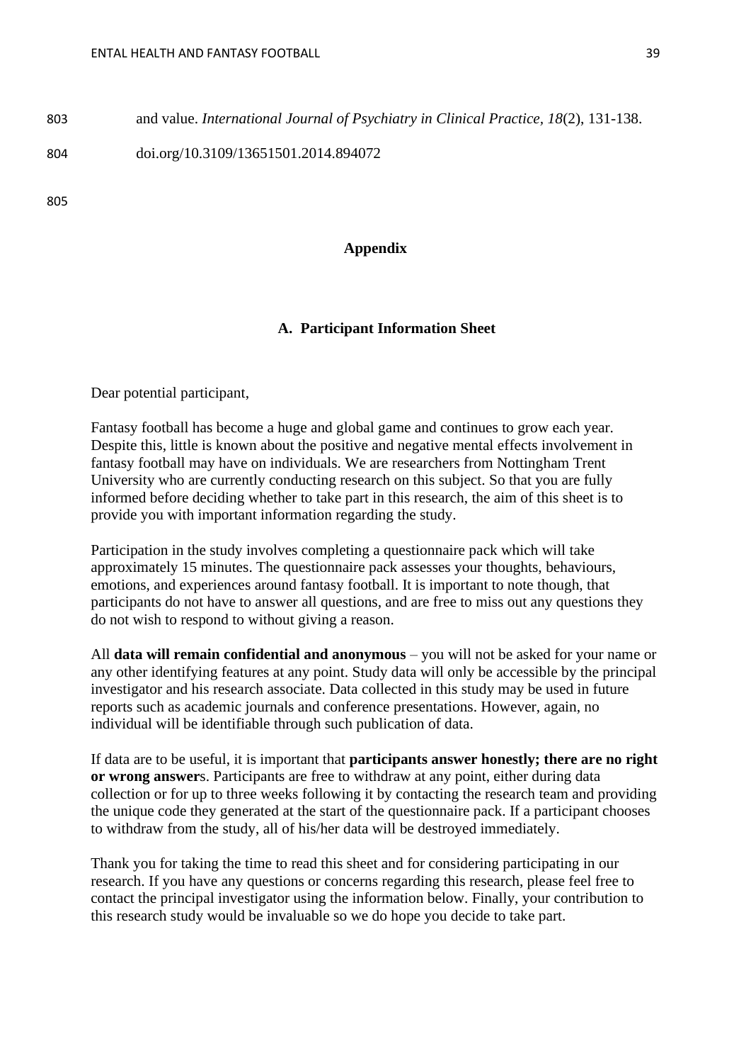and value. *International Journal of Psychiatry in Clinical Practice, 18*(2), 131-138. doi.org/10.3109/13651501.2014.894072

# Appendix

## A. Participant Information Sheet

Dear potential participant,

Fantasy football has become a huge and global game and continues to grow each year. Despite this, little is known about the positive and negative mental effects involvement in fantasy football may have on individuals. We are researchers from Nottingham Trent University who are currently conducting research on this subject. So that you are fully informed before deciding whether to take part in this research, the aim of this sheet is to provide you with important information regarding the study.

Participation in the study involves completing a questionnaire pack which will take approximately 15 minutes. The questionnaire pack assesses your thoughts, behaviours, emotions, and experiences around fantasy football. It is important to note though, that participants do not have to answer all questions, and are free to miss out any questions they do not wish to respond to without giving a reason.

All **data will remain confidential and anonymous** – you will not be asked for your name or any other identifying features at any point. Study data will only be accessible by the principal investigator and his research associate. Data collected in this study may be used in future reports such as academic journals and conference presentations. However, again, no individual will be identifiable through such publication of data.

If data are to be useful, it is important that **participants answer honestly; there are no right or wrong answer**s. Participants are free to withdraw at any point, either during data collection or for up to three weeks following it by contacting the research team and providing the unique code they generated at the start of the questionnaire pack. If a participant chooses to withdraw from the study, all of his/her data will be destroyed immediately.

Thank you for taking the time to read this sheet and for considering participating in our research. If you have any questions or concerns regarding this research, please feel free to contact the principal investigator using the information below. Finally, your contribution to this research study would be invaluable so we do hope you decide to take part.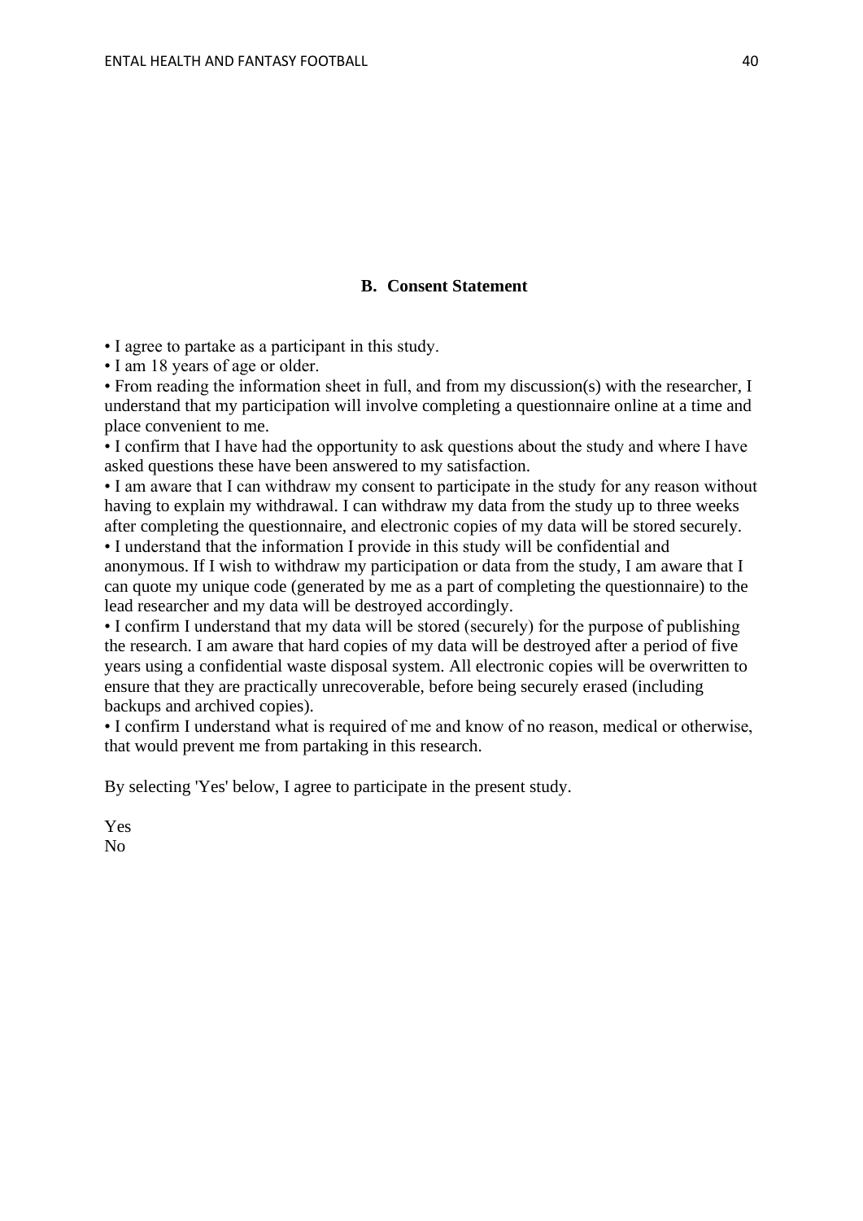## B. Consent Statement

• I agree to partake as a participant in this study.
• I am 18 years of age or older.
• From reading the information sheet in full, and from my discussion(s) with the researcher, I understand that my participation will involve completing a questionnaire online at a time and place convenient to me.
• I confirm that I have had the opportunity to ask questions about the study and where I have asked questions these have been answered to my satisfaction.
• I am aware that I can withdraw my consent to participate in the study for any reason without having to explain my withdrawal. I can withdraw my data from the study up to three weeks after completing the questionnaire, and electronic copies of my data will be stored securely.
• I understand that the information I provide in this study will be confidential and anonymous. If I wish to withdraw my participation or data from the study, I am aware that I can quote my unique code (generated by me as a part of completing the questionnaire) to the lead researcher and my data will be destroyed accordingly.
• I confirm I understand that my data will be stored (securely) for the purpose of publishing the research. I am aware that hard copies of my data will be destroyed after a period of five years using a confidential waste disposal system. All electronic copies will be overwritten to ensure that they are practically unrecoverable, before being securely erased (including backups and archived copies).
• I confirm I understand what is required of me and know of no reason, medical or otherwise, that would prevent me from partaking in this research.

By selecting 'Yes' below, I agree to participate in the present study.

Yes
No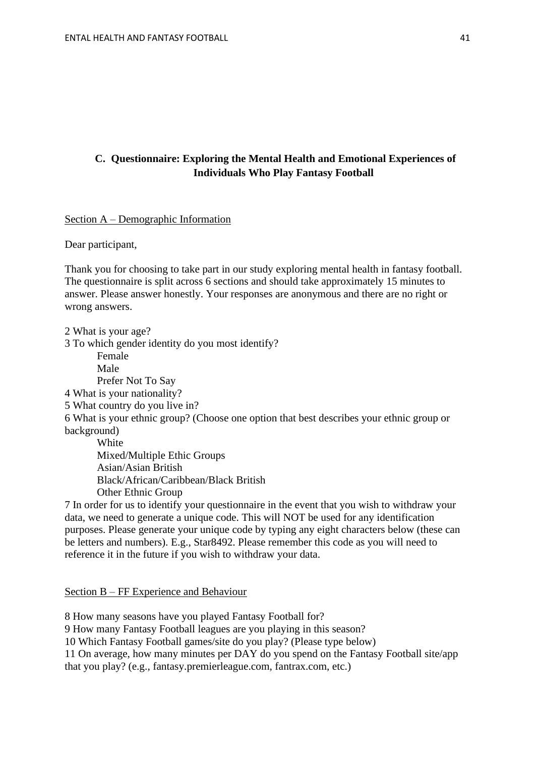## C. Questionnaire: Exploring the Mental Health and Emotional Experiences of Individuals Who Play Fantasy Football

<u>Section A – Demographic Information</u>

Dear participant,

Thank you for choosing to take part in our study exploring mental health in fantasy football. The questionnaire is split across 6 sections and should take approximately 15 minutes to answer. Please answer honestly. Your responses are anonymous and there are no right or wrong answers.

2 What is your age?

3 To which gender identity do you most identify?

- Female
- Male
- Prefer Not To Say

4 What is your nationality?

5 What country do you live in?

6 What is your ethnic group? (Choose one option that best describes your ethnic group or background)

- White
- Mixed/Multiple Ethic Groups
- Asian/Asian British
- Black/African/Caribbean/Black British
- Other Ethnic Group

7 In order for us to identify your questionnaire in the event that you wish to withdraw your data, we need to generate a unique code. This will NOT be used for any identification purposes. Please generate your unique code by typing any eight characters below (these can be letters and numbers). E.g., Star8492. Please remember this code as you will need to reference it in the future if you wish to withdraw your data.

<u>Section B – FF Experience and Behaviour</u>

8 How many seasons have you played Fantasy Football for?

9 How many Fantasy Football leagues are you playing in this season?

10 Which Fantasy Football games/site do you play? (Please type below)

11 On average, how many minutes per DAY do you spend on the Fantasy Football site/app that you play? (e.g., fantasy.premierleague.com, fantrax.com, etc.)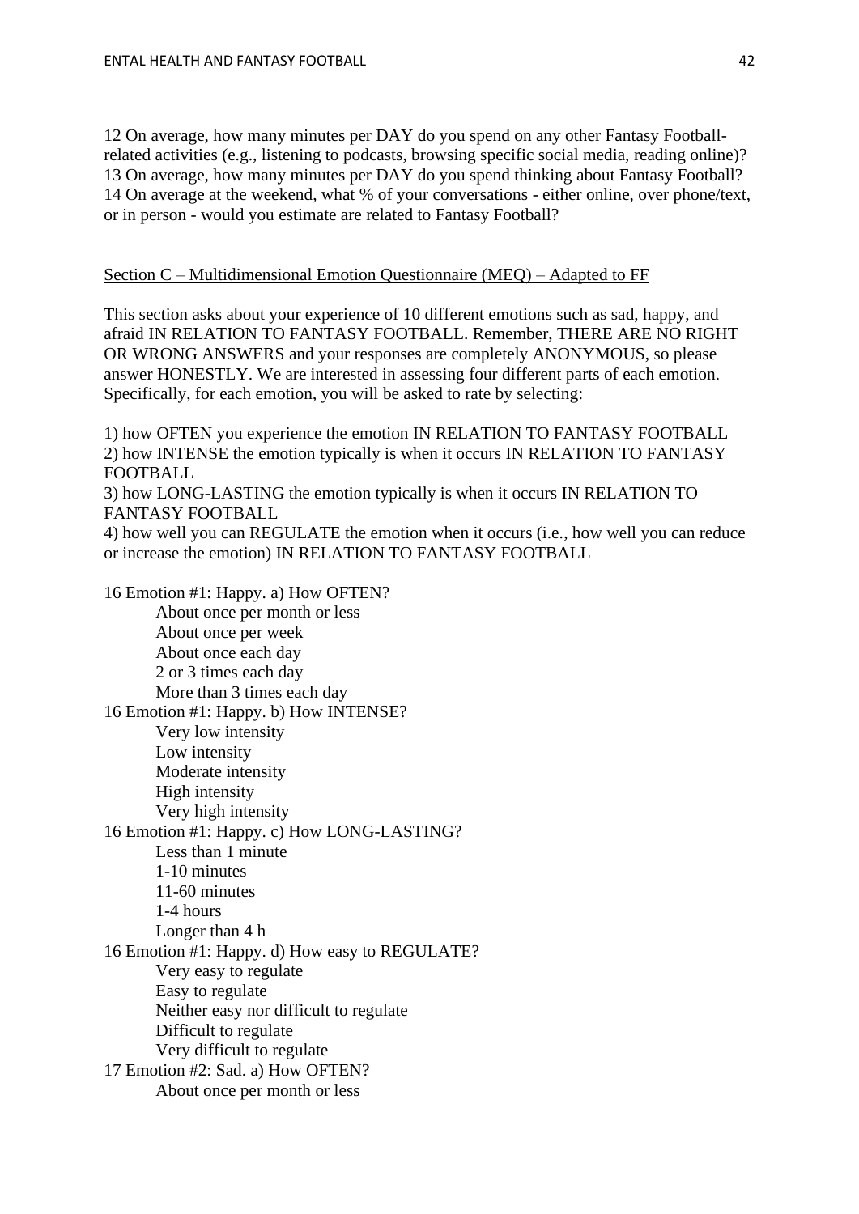12 On average, how many minutes per DAY do you spend on any other Fantasy Football-related activities (e.g., listening to podcasts, browsing specific social media, reading online)?
13 On average, how many minutes per DAY do you spend thinking about Fantasy Football?
14 On average at the weekend, what % of your conversations - either online, over phone/text, or in person - would you estimate are related to Fantasy Football?

<u>Section C – Multidimensional Emotion Questionnaire (MEQ) – Adapted to FF</u>

This section asks about your experience of 10 different emotions such as sad, happy, and afraid IN RELATION TO FANTASY FOOTBALL. Remember, THERE ARE NO RIGHT OR WRONG ANSWERS and your responses are completely ANONYMOUS, so please answer HONESTLY. We are interested in assessing four different parts of each emotion. Specifically, for each emotion, you will be asked to rate by selecting:

1) how OFTEN you experience the emotion IN RELATION TO FANTASY FOOTBALL
2) how INTENSE the emotion typically is when it occurs IN RELATION TO FANTASY FOOTBALL
3) how LONG-LASTING the emotion typically is when it occurs IN RELATION TO FANTASY FOOTBALL
4) how well you can REGULATE the emotion when it occurs (i.e., how well you can reduce or increase the emotion) IN RELATION TO FANTASY FOOTBALL

16 Emotion #1: Happy. a) How OFTEN?
- About once per month or less
- About once per week
- About once each day
- 2 or 3 times each day
- More than 3 times each day

16 Emotion #1: Happy. b) How INTENSE?
- Very low intensity
- Low intensity
- Moderate intensity
- High intensity
- Very high intensity

16 Emotion #1: Happy. c) How LONG-LASTING?
- Less than 1 minute
- 1-10 minutes
- 11-60 minutes
- 1-4 hours
- Longer than 4 h

16 Emotion #1: Happy. d) How easy to REGULATE?
- Very easy to regulate
- Easy to regulate
- Neither easy nor difficult to regulate
- Difficult to regulate
- Very difficult to regulate

17 Emotion #2: Sad. a) How OFTEN?
- About once per month or less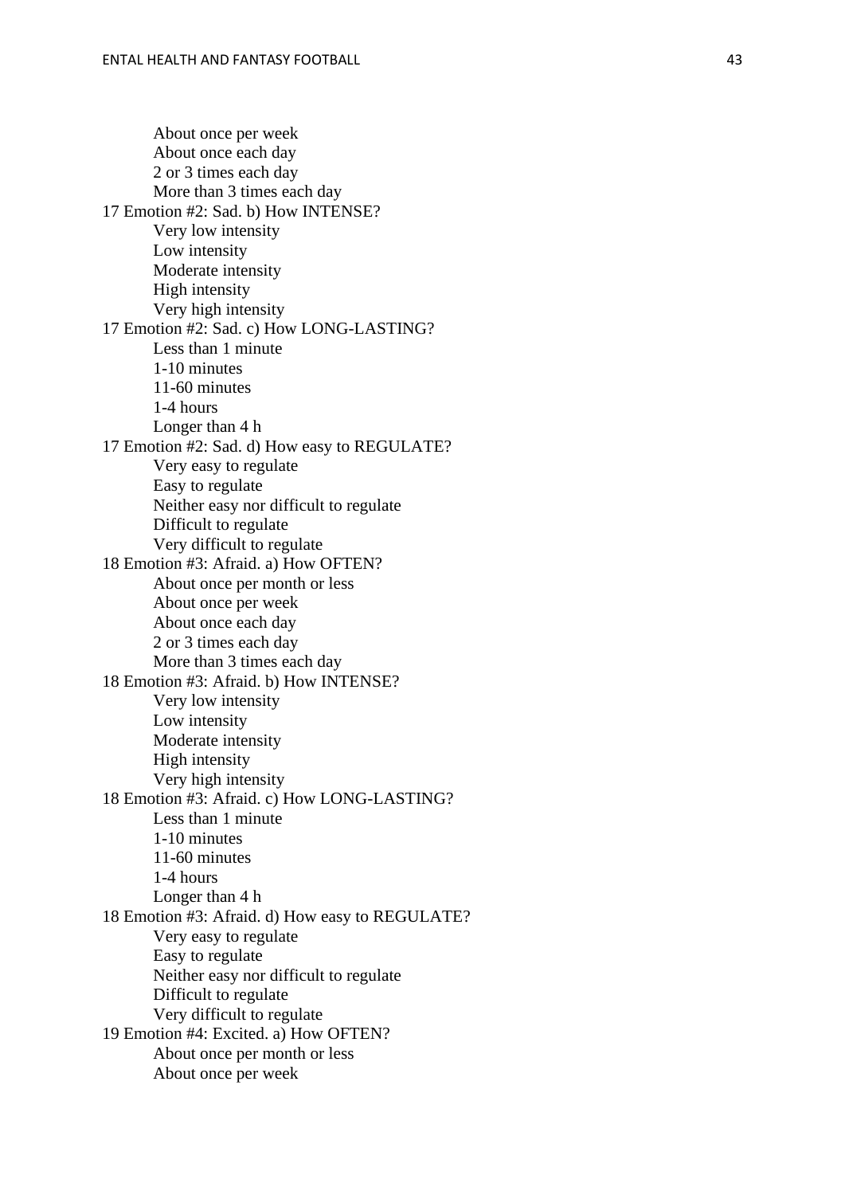About once per week
About once each day
2 or 3 times each day
More than 3 times each day

17 Emotion #2: Sad. b) How INTENSE?
Very low intensity
Low intensity
Moderate intensity
High intensity
Very high intensity

17 Emotion #2: Sad. c) How LONG-LASTING?
Less than 1 minute
1-10 minutes
11-60 minutes
1-4 hours
Longer than 4 h

17 Emotion #2: Sad. d) How easy to REGULATE?
Very easy to regulate
Easy to regulate
Neither easy nor difficult to regulate
Difficult to regulate
Very difficult to regulate

18 Emotion #3: Afraid. a) How OFTEN?
About once per month or less
About once per week
About once each day
2 or 3 times each day
More than 3 times each day

18 Emotion #3: Afraid. b) How INTENSE?
Very low intensity
Low intensity
Moderate intensity
High intensity
Very high intensity

18 Emotion #3: Afraid. c) How LONG-LASTING?
Less than 1 minute
1-10 minutes
11-60 minutes
1-4 hours
Longer than 4 h

18 Emotion #3: Afraid. d) How easy to REGULATE?
Very easy to regulate
Easy to regulate
Neither easy nor difficult to regulate
Difficult to regulate
Very difficult to regulate

19 Emotion #4: Excited. a) How OFTEN?
About once per month or less
About once per week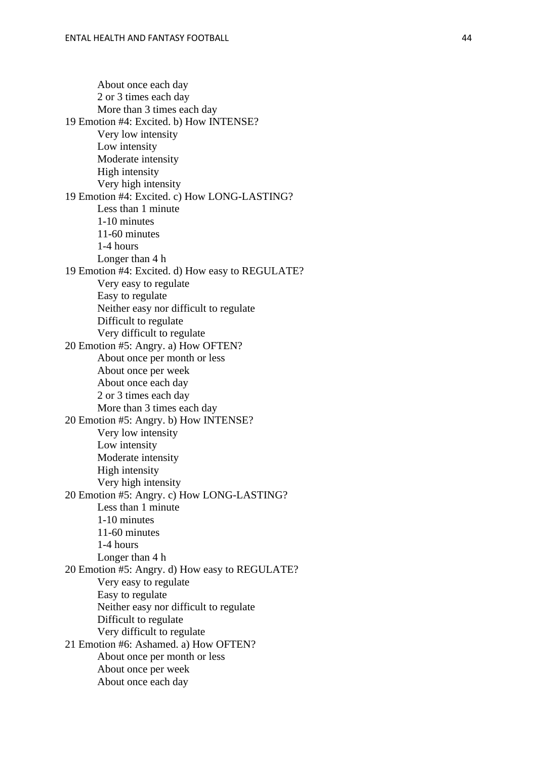About once each day
2 or 3 times each day
More than 3 times each day

19 Emotion #4: Excited. b) How INTENSE?
Very low intensity
Low intensity
Moderate intensity
High intensity
Very high intensity

19 Emotion #4: Excited. c) How LONG-LASTING?
Less than 1 minute
1-10 minutes
11-60 minutes
1-4 hours
Longer than 4 h

19 Emotion #4: Excited. d) How easy to REGULATE?
Very easy to regulate
Easy to regulate
Neither easy nor difficult to regulate
Difficult to regulate
Very difficult to regulate

20 Emotion #5: Angry. a) How OFTEN?
About once per month or less
About once per week
About once each day
2 or 3 times each day
More than 3 times each day

20 Emotion #5: Angry. b) How INTENSE?
Very low intensity
Low intensity
Moderate intensity
High intensity
Very high intensity

20 Emotion #5: Angry. c) How LONG-LASTING?
Less than 1 minute
1-10 minutes
11-60 minutes
1-4 hours
Longer than 4 h

20 Emotion #5: Angry. d) How easy to REGULATE?
Very easy to regulate
Easy to regulate
Neither easy nor difficult to regulate
Difficult to regulate
Very difficult to regulate

21 Emotion #6: Ashamed. a) How OFTEN?
About once per month or less
About once per week
About once each day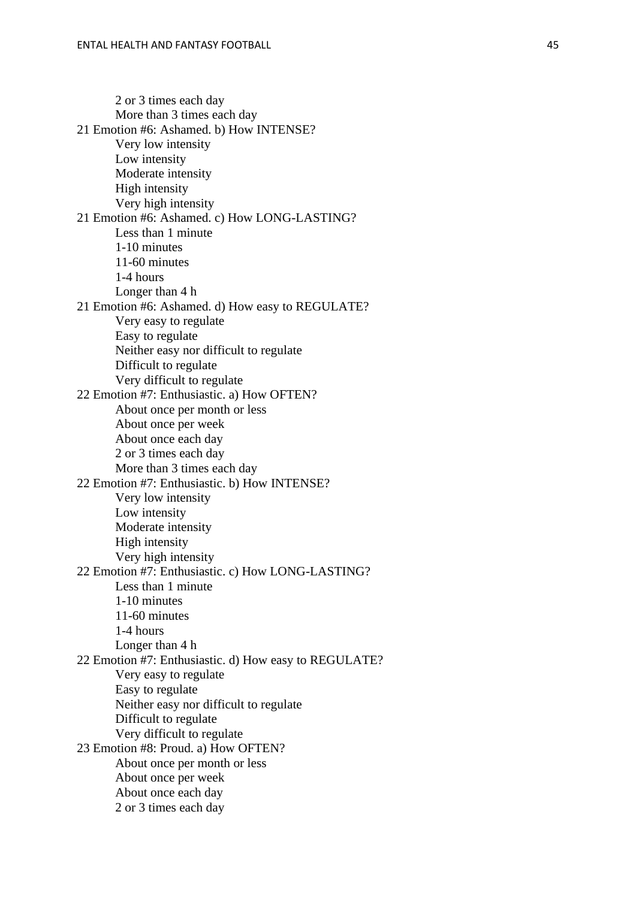2 or 3 times each day
More than 3 times each day

21 Emotion #6: Ashamed. b) How INTENSE?
Very low intensity
Low intensity
Moderate intensity
High intensity
Very high intensity

21 Emotion #6: Ashamed. c) How LONG-LASTING?
Less than 1 minute
1-10 minutes
11-60 minutes
1-4 hours
Longer than 4 h

21 Emotion #6: Ashamed. d) How easy to REGULATE?
Very easy to regulate
Easy to regulate
Neither easy nor difficult to regulate
Difficult to regulate
Very difficult to regulate

22 Emotion #7: Enthusiastic. a) How OFTEN?
About once per month or less
About once per week
About once each day
2 or 3 times each day
More than 3 times each day

22 Emotion #7: Enthusiastic. b) How INTENSE?
Very low intensity
Low intensity
Moderate intensity
High intensity
Very high intensity

22 Emotion #7: Enthusiastic. c) How LONG-LASTING?
Less than 1 minute
1-10 minutes
11-60 minutes
1-4 hours
Longer than 4 h

22 Emotion #7: Enthusiastic. d) How easy to REGULATE?
Very easy to regulate
Easy to regulate
Neither easy nor difficult to regulate
Difficult to regulate
Very difficult to regulate

23 Emotion #8: Proud. a) How OFTEN?
About once per month or less
About once per week
About once each day
2 or 3 times each day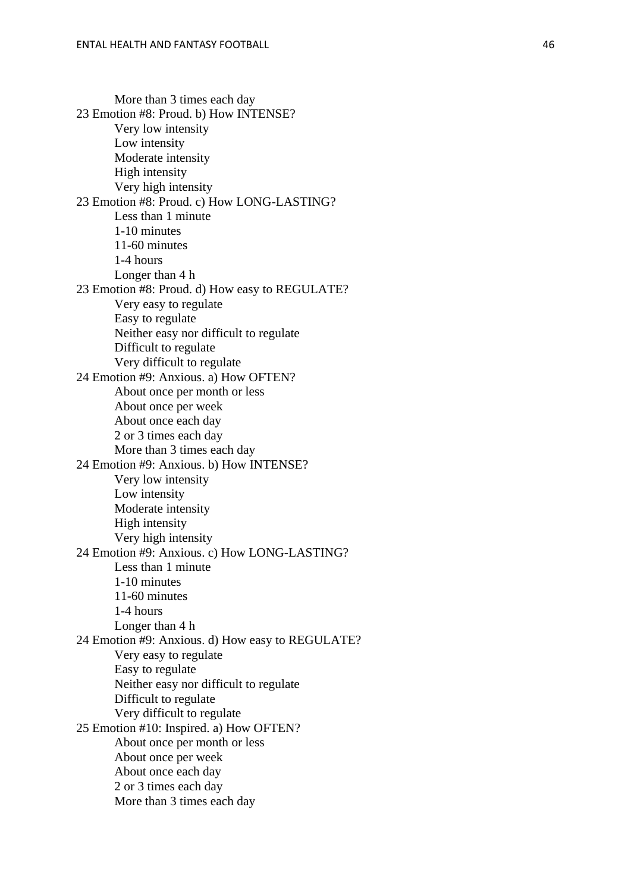More than 3 times each day

23 Emotion #8: Proud. b) How INTENSE?

- Very low intensity
- Low intensity
- Moderate intensity
- High intensity
- Very high intensity

23 Emotion #8: Proud. c) How LONG-LASTING?

- Less than 1 minute
- 1-10 minutes
- 11-60 minutes
- 1-4 hours
- Longer than 4 h

23 Emotion #8: Proud. d) How easy to REGULATE?

- Very easy to regulate
- Easy to regulate
- Neither easy nor difficult to regulate
- Difficult to regulate
- Very difficult to regulate

24 Emotion #9: Anxious. a) How OFTEN?

- About once per month or less
- About once per week
- About once each day
- 2 or 3 times each day
- More than 3 times each day

24 Emotion #9: Anxious. b) How INTENSE?

- Very low intensity
- Low intensity
- Moderate intensity
- High intensity
- Very high intensity

24 Emotion #9: Anxious. c) How LONG-LASTING?

- Less than 1 minute
- 1-10 minutes
- 11-60 minutes
- 1-4 hours
- Longer than 4 h

24 Emotion #9: Anxious. d) How easy to REGULATE?

- Very easy to regulate
- Easy to regulate
- Neither easy nor difficult to regulate
- Difficult to regulate
- Very difficult to regulate

25 Emotion #10: Inspired. a) How OFTEN?

- About once per month or less
- About once per week
- About once each day
- 2 or 3 times each day
- More than 3 times each day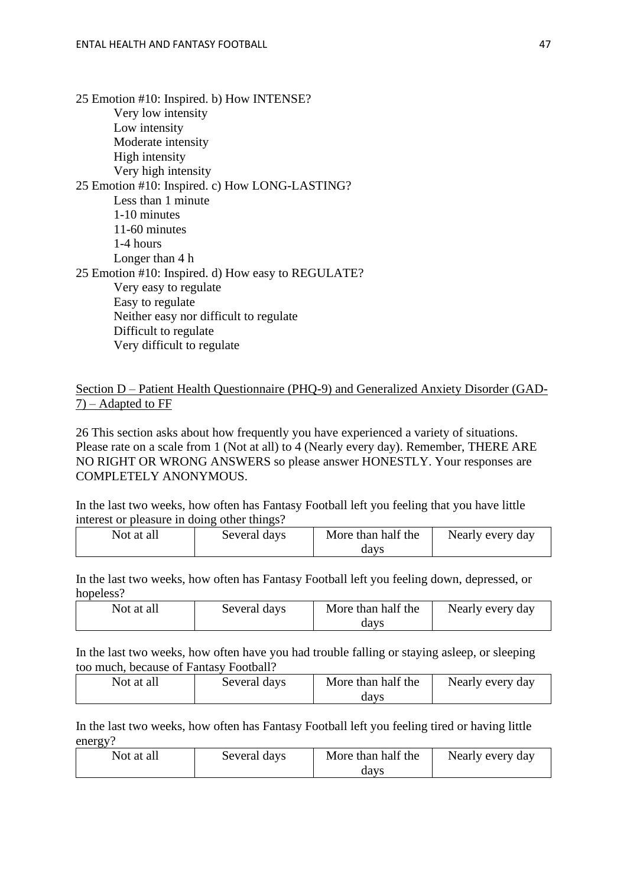25 Emotion #10: Inspired. b) How INTENSE?

- Very low intensity
- Low intensity
- Moderate intensity
- High intensity
- Very high intensity

25 Emotion #10: Inspired. c) How LONG-LASTING?

- Less than 1 minute
- 1-10 minutes
- 11-60 minutes
- 1-4 hours
- Longer than 4 h

25 Emotion #10: Inspired. d) How easy to REGULATE?

- Very easy to regulate
- Easy to regulate
- Neither easy nor difficult to regulate
- Difficult to regulate
- Very difficult to regulate

## Section D – Patient Health Questionnaire (PHQ-9) and Generalized Anxiety Disorder (GAD-7) – Adapted to FF

26 This section asks about how frequently you have experienced a variety of situations. Please rate on a scale from 1 (Not at all) to 4 (Nearly every day). Remember, THERE ARE NO RIGHT OR WRONG ANSWERS so please answer HONESTLY. Your responses are COMPLETELY ANONYMOUS.

In the last two weeks, how often has Fantasy Football left you feeling that you have little interest or pleasure in doing other things?

| Not at all | Several days | More than half the days | Nearly every day |
|---|---|---|---|

In the last two weeks, how often has Fantasy Football left you feeling down, depressed, or hopeless?

| Not at all | Several days | More than half the days | Nearly every day |
|---|---|---|---|

In the last two weeks, how often have you had trouble falling or staying asleep, or sleeping too much, because of Fantasy Football?

| Not at all | Several days | More than half the days | Nearly every day |
|---|---|---|---|

In the last two weeks, how often has Fantasy Football left you feeling tired or having little energy?

| Not at all | Several days | More than half the days | Nearly every day |
|---|---|---|---|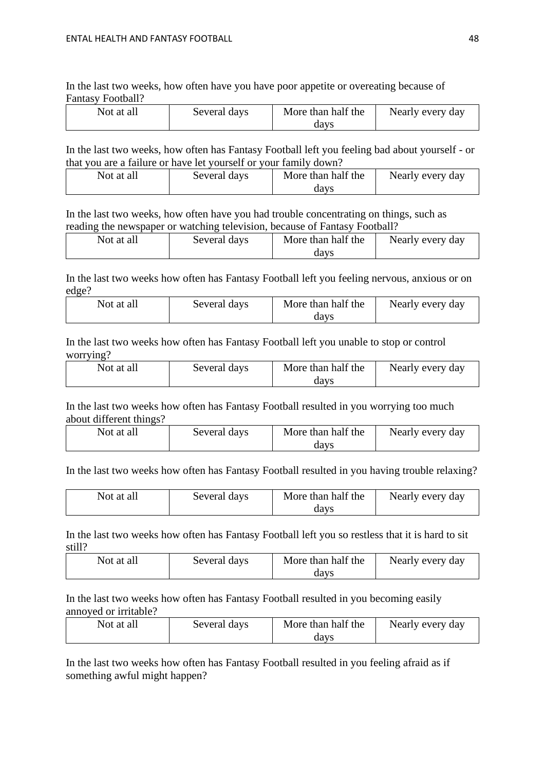In the last two weeks, how often have you have poor appetite or overeating because of Fantasy Football?

| Not at all | Several days | More than half the days | Nearly every day |
|---|---|---|---|

In the last two weeks, how often has Fantasy Football left you feeling bad about yourself - or that you are a failure or have let yourself or your family down?

| Not at all | Several days | More than half the days | Nearly every day |
|---|---|---|---|

In the last two weeks, how often have you had trouble concentrating on things, such as reading the newspaper or watching television, because of Fantasy Football?

| Not at all | Several days | More than half the days | Nearly every day |
|---|---|---|---|

In the last two weeks how often has Fantasy Football left you feeling nervous, anxious or on edge?

| Not at all | Several days | More than half the days | Nearly every day |
|---|---|---|---|

In the last two weeks how often has Fantasy Football left you unable to stop or control worrying?

| Not at all | Several days | More than half the days | Nearly every day |
|---|---|---|---|

In the last two weeks how often has Fantasy Football resulted in you worrying too much about different things?

| Not at all | Several days | More than half the days | Nearly every day |
|---|---|---|---|

In the last two weeks how often has Fantasy Football resulted in you having trouble relaxing?

| Not at all | Several days | More than half the days | Nearly every day |
|---|---|---|---|

In the last two weeks how often has Fantasy Football left you so restless that it is hard to sit still?

| Not at all | Several days | More than half the days | Nearly every day |
|---|---|---|---|

In the last two weeks how often has Fantasy Football resulted in you becoming easily annoyed or irritable?

| Not at all | Several days | More than half the days | Nearly every day |
|---|---|---|---|

In the last two weeks how often has Fantasy Football resulted in you feeling afraid as if something awful might happen?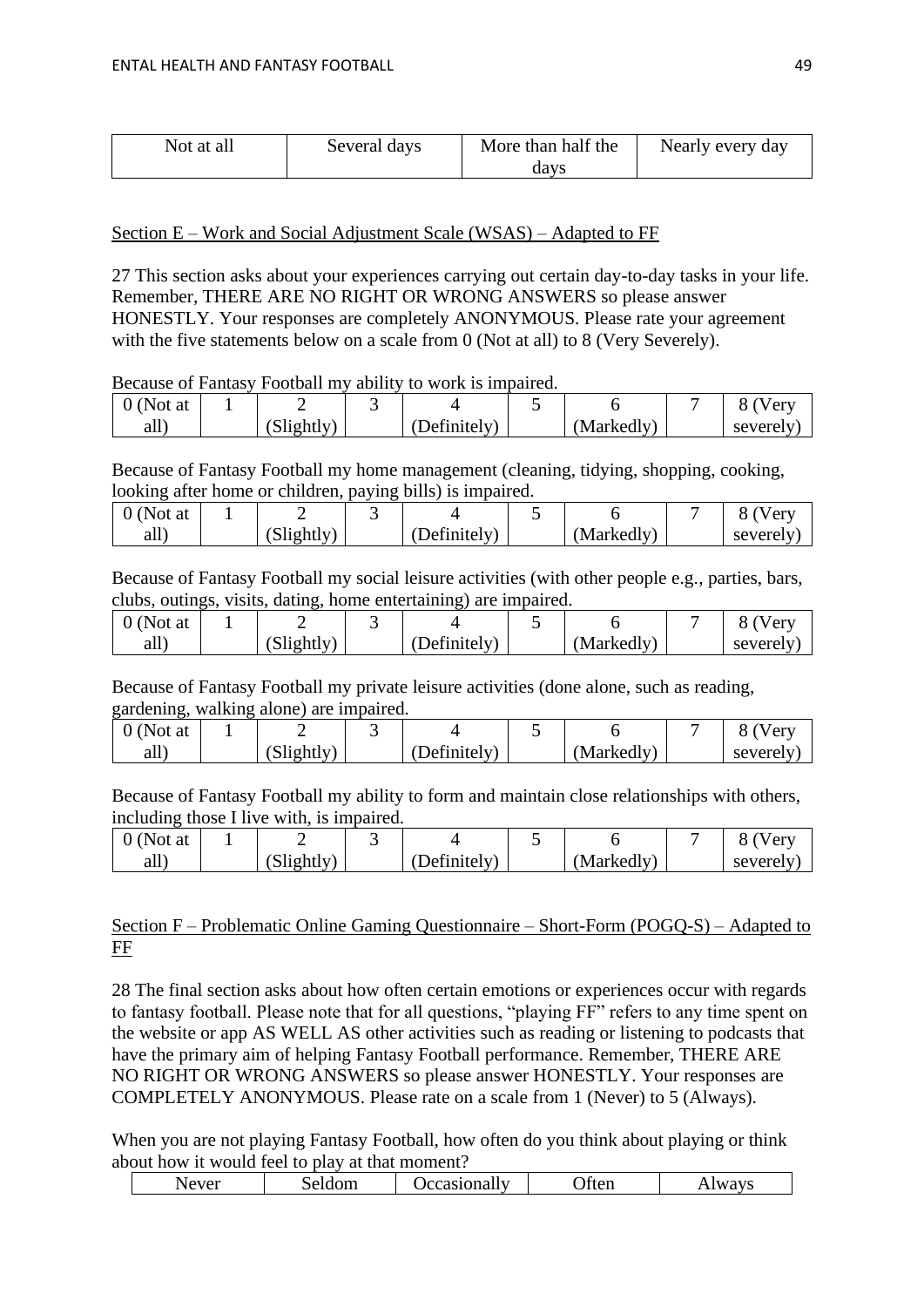| Not at all | Several days | More than half the days | Nearly every day |
|---|---|---|---|

Section E – Work and Social Adjustment Scale (WSAS) – Adapted to FF

27 This section asks about your experiences carrying out certain day-to-day tasks in your life. Remember, THERE ARE NO RIGHT OR WRONG ANSWERS so please answer HONESTLY. Your responses are completely ANONYMOUS. Please rate your agreement with the five statements below on a scale from 0 (Not at all) to 8 (Very Severely).

Because of Fantasy Football my ability to work is impaired.

| 0 (Not at all) | 1 | 2 (Slightly) | 3 | 4 (Definitely) | 5 | 6 (Markedly) | 7 | 8 (Very severely) |
|---|---|---|---|---|---|---|---|---|

Because of Fantasy Football my home management (cleaning, tidying, shopping, cooking, looking after home or children, paying bills) is impaired.

| 0 (Not at all) | 1 | 2 (Slightly) | 3 | 4 (Definitely) | 5 | 6 (Markedly) | 7 | 8 (Very severely) |
|---|---|---|---|---|---|---|---|---|

Because of Fantasy Football my social leisure activities (with other people e.g., parties, bars, clubs, outings, visits, dating, home entertaining) are impaired.

| 0 (Not at all) | 1 | 2 (Slightly) | 3 | 4 (Definitely) | 5 | 6 (Markedly) | 7 | 8 (Very severely) |
|---|---|---|---|---|---|---|---|---|

Because of Fantasy Football my private leisure activities (done alone, such as reading, gardening, walking alone) are impaired.

| 0 (Not at all) | 1 | 2 (Slightly) | 3 | 4 (Definitely) | 5 | 6 (Markedly) | 7 | 8 (Very severely) |
|---|---|---|---|---|---|---|---|---|

Because of Fantasy Football my ability to form and maintain close relationships with others, including those I live with, is impaired.

| 0 (Not at all) | 1 | 2 (Slightly) | 3 | 4 (Definitely) | 5 | 6 (Markedly) | 7 | 8 (Very severely) |
|---|---|---|---|---|---|---|---|---|

Section F – Problematic Online Gaming Questionnaire – Short-Form (POGQ-S) – Adapted to FF

28 The final section asks about how often certain emotions or experiences occur with regards to fantasy football. Please note that for all questions, "playing FF" refers to any time spent on the website or app AS WELL AS other activities such as reading or listening to podcasts that have the primary aim of helping Fantasy Football performance. Remember, THERE ARE NO RIGHT OR WRONG ANSWERS so please answer HONESTLY. Your responses are COMPLETELY ANONYMOUS. Please rate on a scale from 1 (Never) to 5 (Always).

When you are not playing Fantasy Football, how often do you think about playing or think about how it would feel to play at that moment?

| Never | Seldom | Occasionally | Often | Always |
|---|---|---|---|---|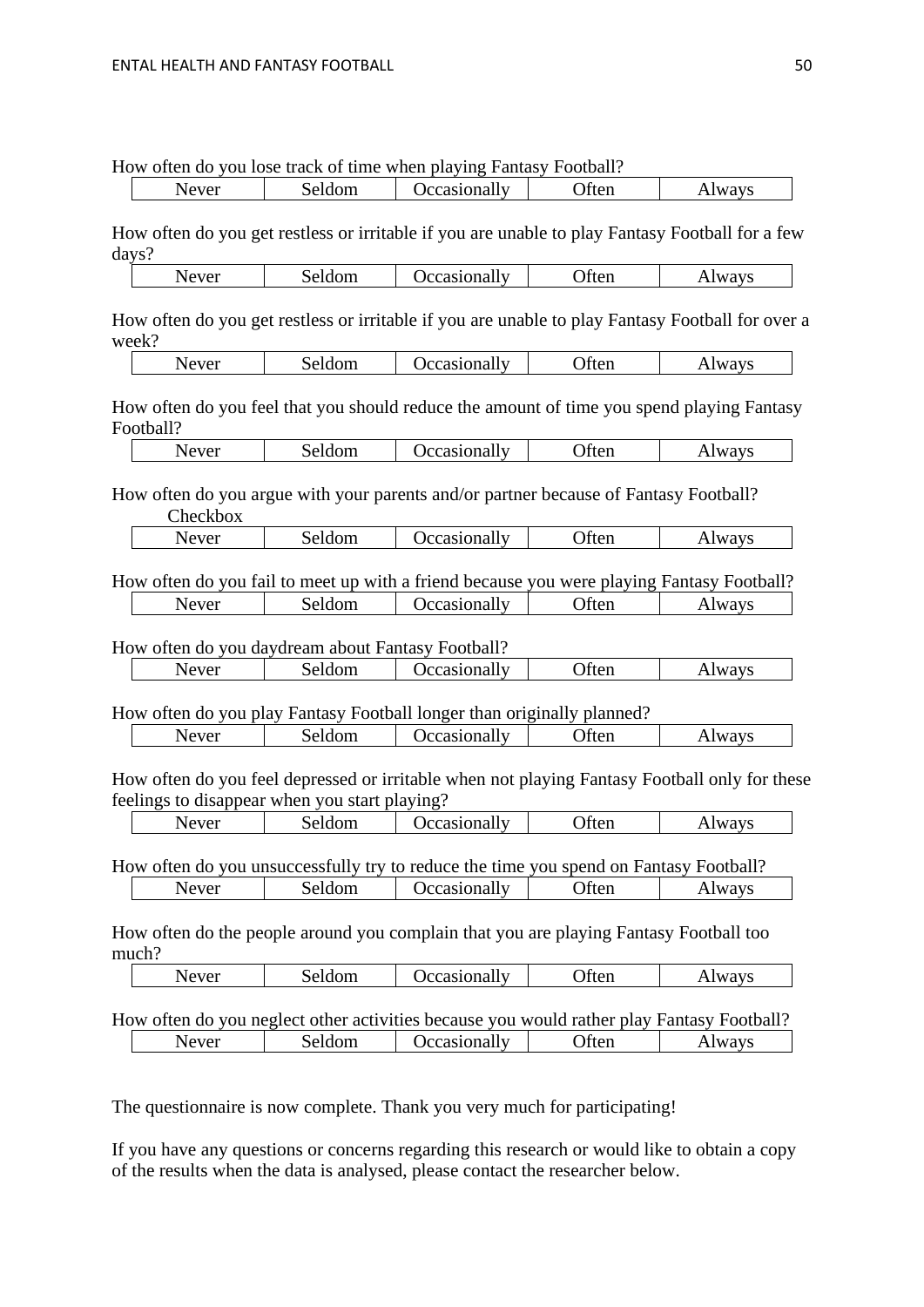How often do you lose track of time when playing Fantasy Football?

| | | | | |
|---|---|---|---|---|
| Never | Seldom | Occasionally | Often | Always |

How often do you get restless or irritable if you are unable to play Fantasy Football for a few days?

| | | | | |
|---|---|---|---|---|
| Never | Seldom | Occasionally | Often | Always |

How often do you get restless or irritable if you are unable to play Fantasy Football for over a week?

| | | | | |
|---|---|---|---|---|
| Never | Seldom | Occasionally | Often | Always |

How often do you feel that you should reduce the amount of time you spend playing Fantasy Football?

| | | | | |
|---|---|---|---|---|
| Never | Seldom | Occasionally | Often | Always |

How often do you argue with your parents and/or partner because of Fantasy Football?
Checkbox

| | | | | |
|---|---|---|---|---|
| Never | Seldom | Occasionally | Often | Always |

How often do you fail to meet up with a friend because you were playing Fantasy Football?

| | | | | |
|---|---|---|---|---|
| Never | Seldom | Occasionally | Often | Always |

How often do you daydream about Fantasy Football?

| | | | | |
|---|---|---|---|---|
| Never | Seldom | Occasionally | Often | Always |

How often do you play Fantasy Football longer than originally planned?

| | | | | |
|---|---|---|---|---|
| Never | Seldom | Occasionally | Often | Always |

How often do you feel depressed or irritable when not playing Fantasy Football only for these feelings to disappear when you start playing?

| | | | | |
|---|---|---|---|---|
| Never | Seldom | Occasionally | Often | Always |

How often do you unsuccessfully try to reduce the time you spend on Fantasy Football?

| | | | | |
|---|---|---|---|---|
| Never | Seldom | Occasionally | Often | Always |

How often do the people around you complain that you are playing Fantasy Football too much?

| | | | | |
|---|---|---|---|---|
| Never | Seldom | Occasionally | Often | Always |

How often do you neglect other activities because you would rather play Fantasy Football?

| | | | | |
|---|---|---|---|---|
| Never | Seldom | Occasionally | Often | Always |

The questionnaire is now complete. Thank you very much for participating!

If you have any questions or concerns regarding this research or would like to obtain a copy of the results when the data is analysed, please contact the researcher below.